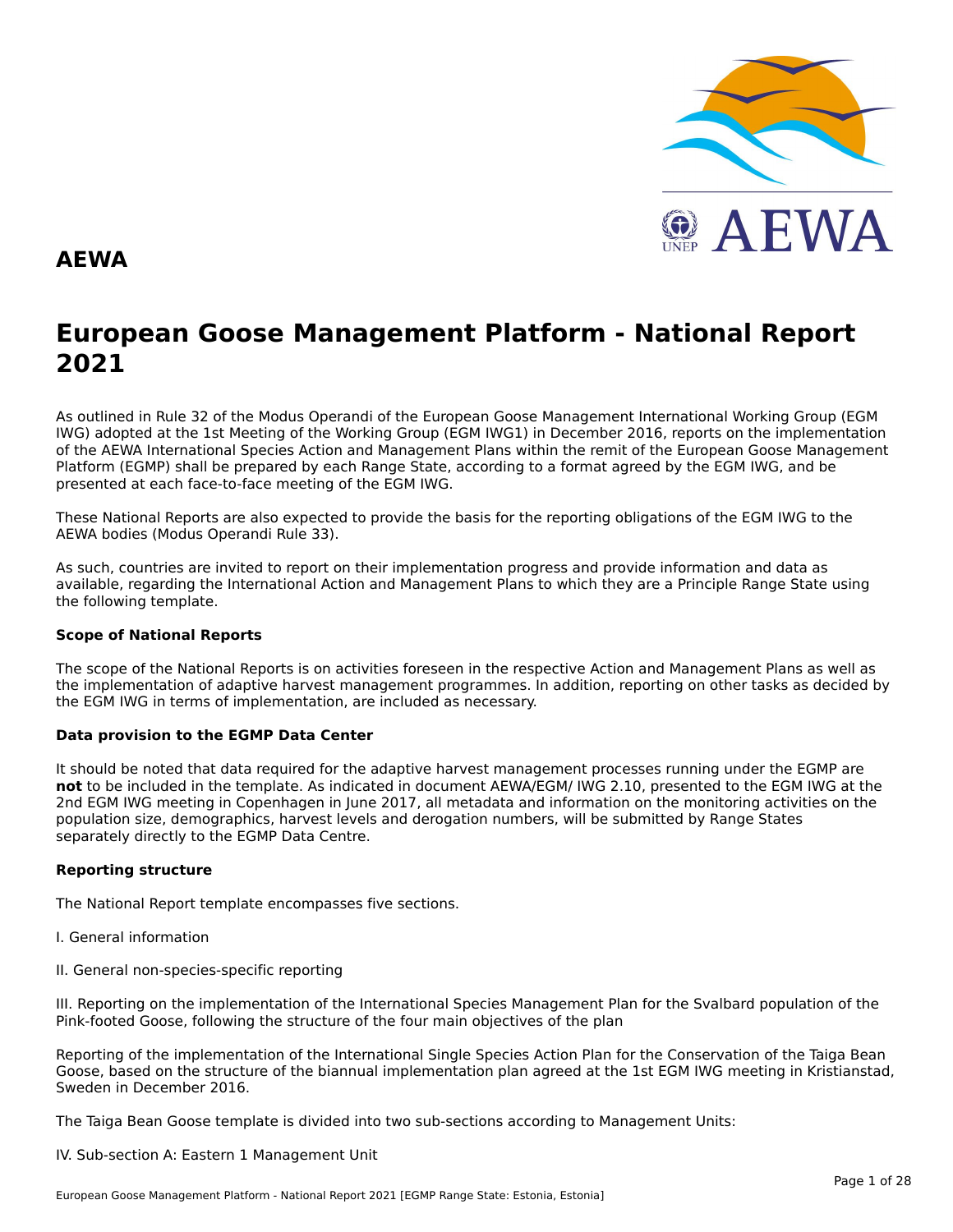# AEWA

# European Goose Management Platform - National Report 2021

As outlined in Rule 32 of the Modus Operandi of the European Goose Management International Working Group (EGM IWG) adopted at the 1st Meeting of the Working Group (EGM IWG1) in December 2016, reports on the implementation of the AEWA International Species Action and Management Plans within the remit of the European Goose Management Platform (EGMP) shall be prepared by each Range State, according to a format agreed by the EGM IWG, and be presented at each face-to-face meeting of the EGM IWG.

These National Reports are also expected to provide the basis for the reporting obligations of the EGM IWG to the AEWA bodies (Modus Operandi Rule 33).

As such, countries are invited to report on their implementation progress and provide information and data as available, regarding the International Action and Management Plans to which they are a Principle Range State using the following template.

**Scope of National Reports**

The scope of the National Reports is on activities foreseen in the respective Action and Management Plans as well as the implementation of adaptive harvest management programmes. In addition, reporting on other tasks as decided by the EGM IWG in terms of implementation, are included as necessary.

**Data provision to the EGMP Data Center**

It should be noted that data required for the adaptive harvest management processes running under the EGMP are **not** to be included in the template. As indicated in document AEWA/EGM/ IWG 2.10, presented to the EGM IWG at the 2nd EGM IWG meeting in Copenhagen in June 2017, all metadata and information on the monitoring activities on the population size, demographics, harvest levels and derogation numbers, will be submitted by Range States separately directly to the EGMP Data Centre.

**Reporting structure**

The National Report template encompasses five sections.

I. General information

II. General non-species-specific reporting

III. Reporting on the implementation of the International Species Management Plan for the Svalbard population of the Pink-footed Goose, following the structure of the four main objectives of the plan

Reporting of the implementation of the International Single Species Action Plan for the Conservation of the Taiga Bean Goose, based on the structure of the biannual implementation plan agreed at the 1st EGM IWG meeting in Kristianstad, Sweden in December 2016.

The Taiga Bean Goose template is divided into two sub-sections according to Management Units:

IV. Sub-section A: Eastern 1 Management Unit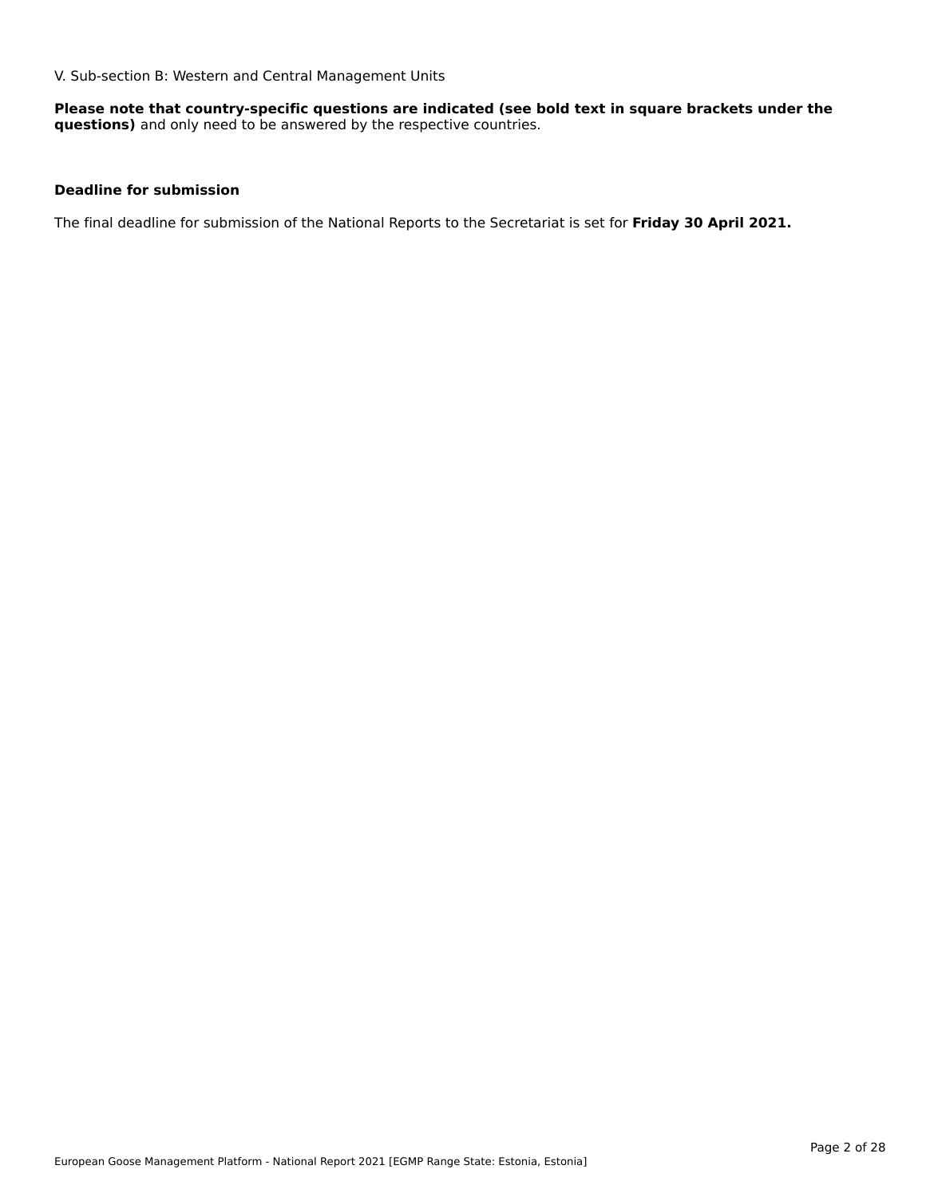V. Sub-section B: Western and Central Management Units

**Please note that country-specific questions are indicated (see bold text in square brackets under the questions)** and only need to be answered by the respective countries.

**Deadline for submission**

The final deadline for submission of the National Reports to the Secretariat is set for **Friday 30 April 2021.**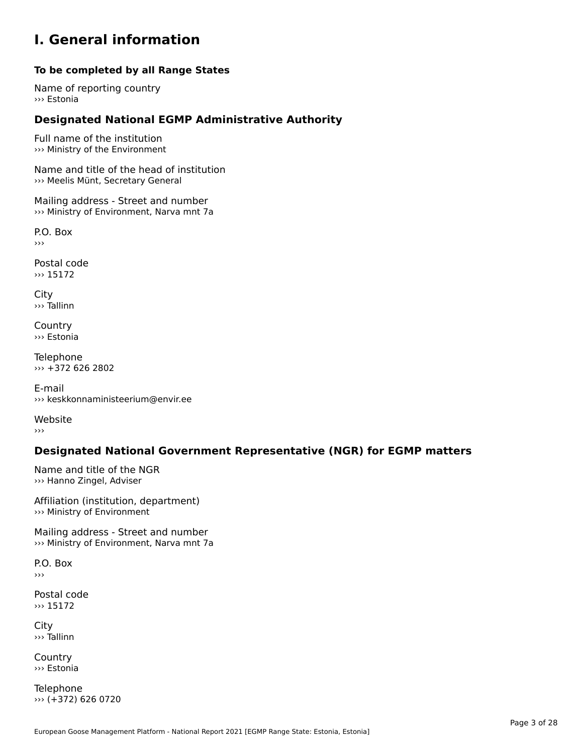# I. General information

### To be completed by all Range States

Name of reporting country
››› Estonia

## Designated National EGMP Administrative Authority

Full name of the institution
››› Ministry of the Environment

Name and title of the head of institution
››› Meelis Münt, Secretary General

Mailing address - Street and number
››› Ministry of Environment, Narva mnt 7a

P.O. Box
›››

Postal code
››› 15172

City
››› Tallinn

Country
››› Estonia

Telephone
››› +372 626 2802

E-mail
››› keskkonnaministeerium@envir.ee

Website
›››

## Designated National Government Representative (NGR) for EGMP matters

Name and title of the NGR
››› Hanno Zingel, Adviser

Affiliation (institution, department)
››› Ministry of Environment

Mailing address - Street and number
››› Ministry of Environment, Narva mnt 7a

P.O. Box
›››

Postal code
››› 15172

City
››› Tallinn

Country
››› Estonia

Telephone
››› (+372) 626 0720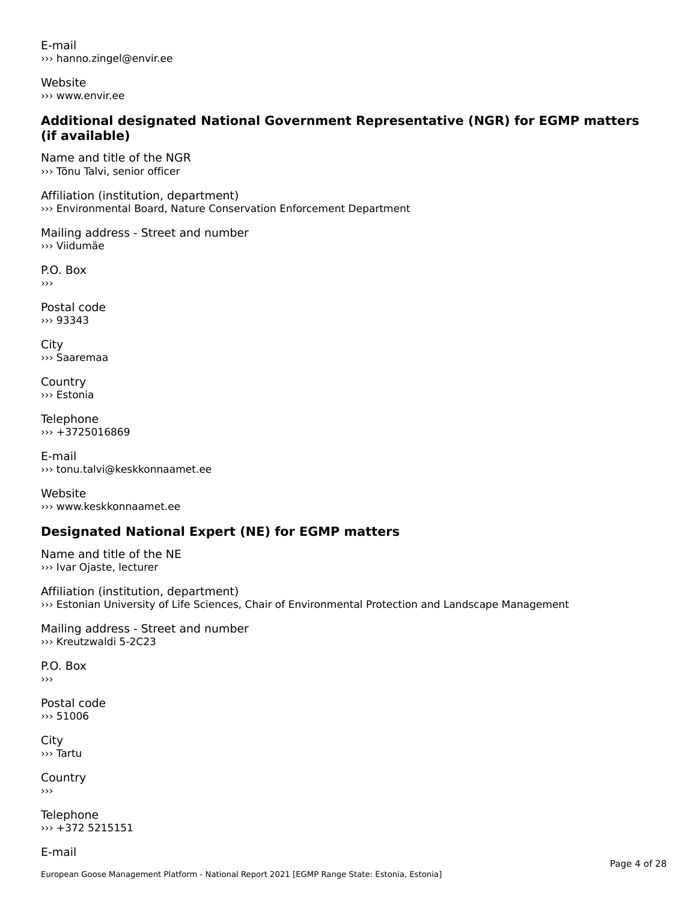E-mail
››› hanno.zingel@envir.ee

Website
››› www.envir.ee

### Additional designated National Government Representative (NGR) for EGMP matters (if available)

Name and title of the NGR
››› Tõnu Talvi, senior officer

Affiliation (institution, department)
››› Environmental Board, Nature Conservation Enforcement Department

Mailing address - Street and number
››› Viidumäe

P.O. Box
›››

Postal code
››› 93343

City
››› Saaremaa

Country
››› Estonia

Telephone
››› +3725016869

E-mail
››› tonu.talvi@keskkonnaamet.ee

Website
››› www.keskkonnaamet.ee

### Designated National Expert (NE) for EGMP matters

Name and title of the NE
››› Ivar Ojaste, lecturer

Affiliation (institution, department)
››› Estonian University of Life Sciences, Chair of Environmental Protection and Landscape Management

Mailing address - Street and number
››› Kreutzwaldi 5-2C23

P.O. Box
›››

Postal code
››› 51006

City
››› Tartu

Country
›››

Telephone
››› +372 5215151

E-mail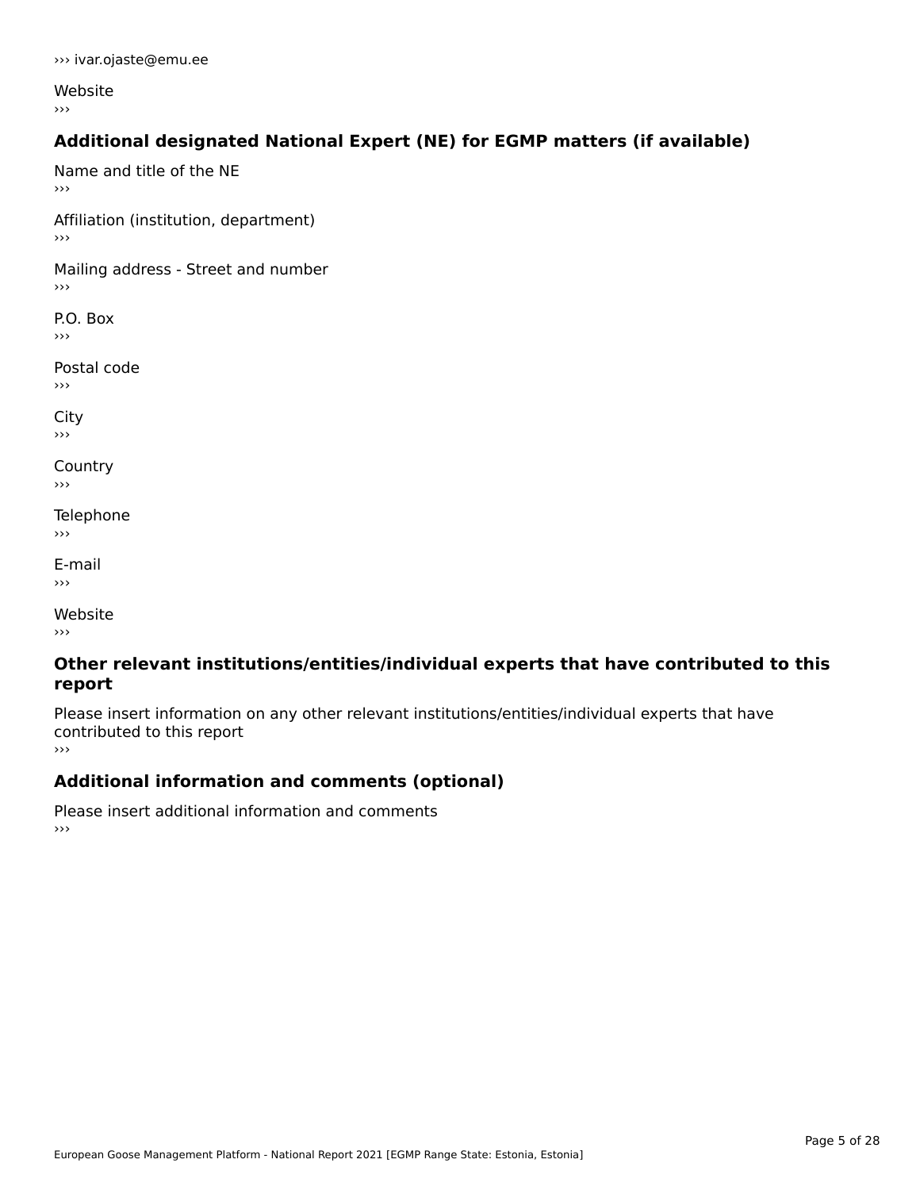››› ivar.ojaste@emu.ee

Website
›››

## Additional designated National Expert (NE) for EGMP matters (if available)

Name and title of the NE
›››

Affiliation (institution, department)
›››

Mailing address - Street and number
›››

P.O. Box
›››

Postal code
›››

City
›››

Country
›››

Telephone
›››

E-mail
›››

Website
›››

## Other relevant institutions/entities/individual experts that have contributed to this report

Please insert information on any other relevant institutions/entities/individual experts that have contributed to this report
›››

## Additional information and comments (optional)

Please insert additional information and comments
›››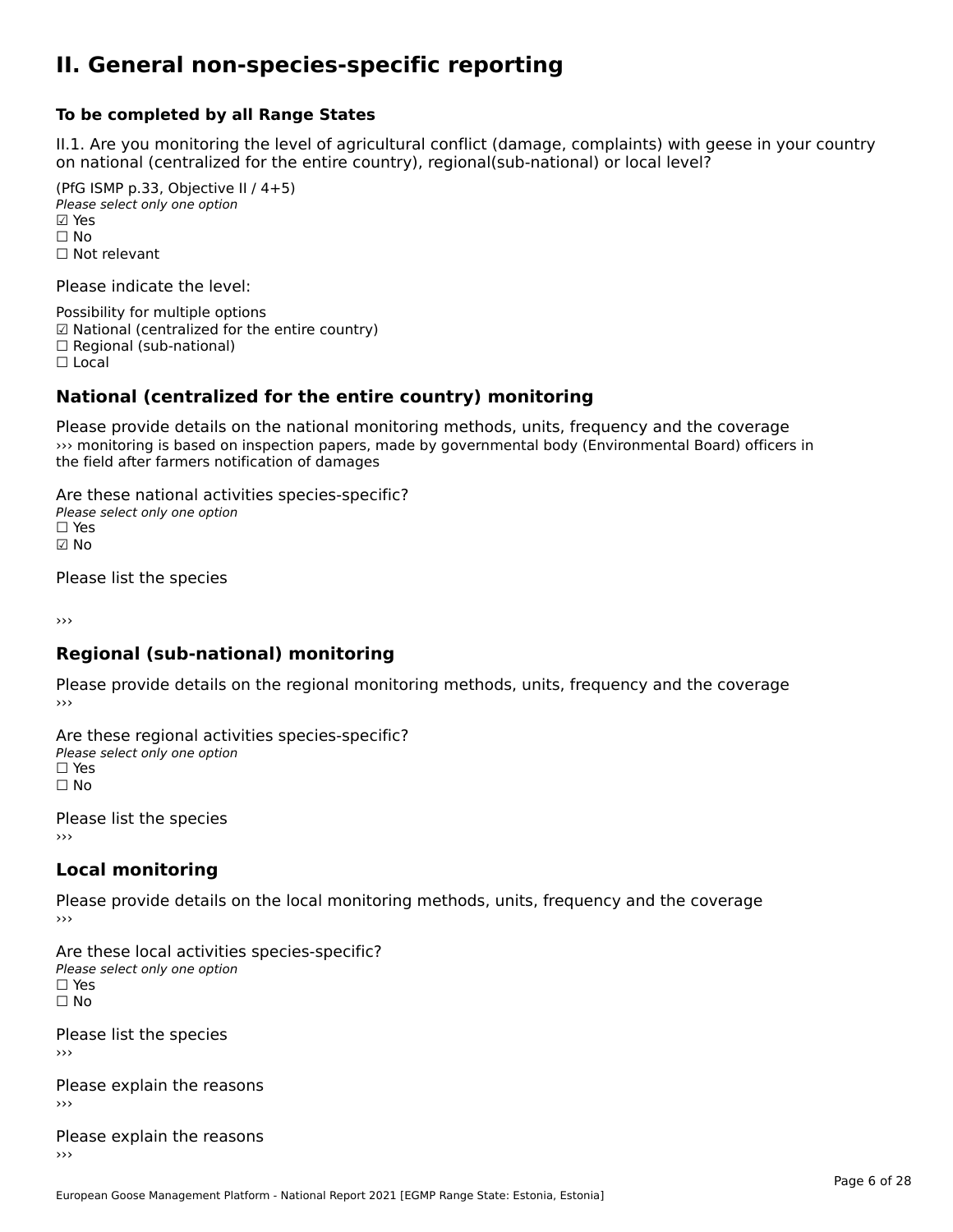# II. General non-species-specific reporting

**To be completed by all Range States**

II.1. Are you monitoring the level of agricultural conflict (damage, complaints) with geese in your country on national (centralized for the entire country), regional(sub-national) or local level?

(PfG ISMP p.33, Objective II / 4+5)
*Please select only one option*
☑ Yes
☐ No
☐ Not relevant

Please indicate the level:

Possibility for multiple options
☑ National (centralized for the entire country)
☐ Regional (sub-national)
☐ Local

## National (centralized for the entire country) monitoring

Please provide details on the national monitoring methods, units, frequency and the coverage
››› monitoring is based on inspection papers, made by governmental body (Environmental Board) officers in the field after farmers notification of damages

Are these national activities species-specific?
*Please select only one option*
☐ Yes
☑ No

Please list the species

›››

## Regional (sub-national) monitoring

Please provide details on the regional monitoring methods, units, frequency and the coverage
›››

Are these regional activities species-specific?
*Please select only one option*
☐ Yes
☐ No

Please list the species
›››

## Local monitoring

Please provide details on the local monitoring methods, units, frequency and the coverage
›››

Are these local activities species-specific?
*Please select only one option*
☐ Yes
☐ No

Please list the species
›››

Please explain the reasons
›››

Please explain the reasons
›››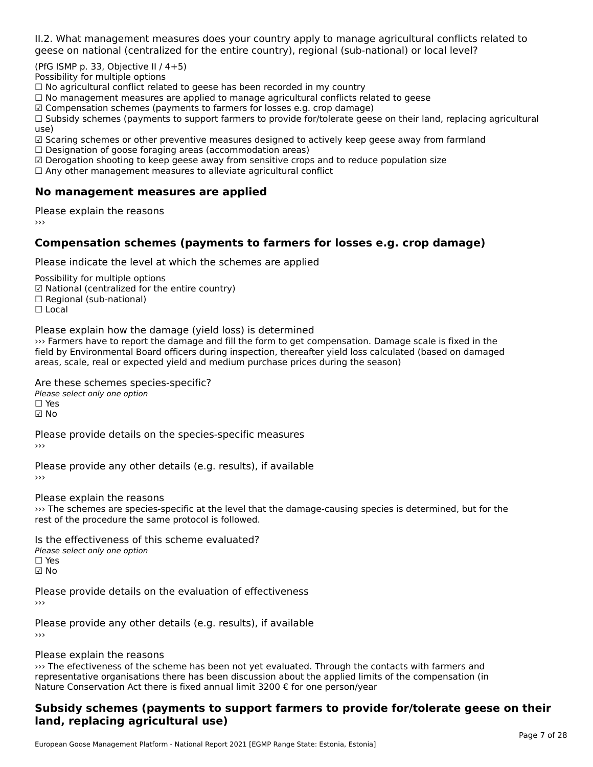II.2. What management measures does your country apply to manage agricultural conflicts related to geese on national (centralized for the entire country), regional (sub-national) or local level?

(PfG ISMP p. 33, Objective II / 4+5)
Possibility for multiple options
☐ No agricultural conflict related to geese has been recorded in my country
☐ No management measures are applied to manage agricultural conflicts related to geese
☑ Compensation schemes (payments to farmers for losses e.g. crop damage)
☐ Subsidy schemes (payments to support farmers to provide for/tolerate geese on their land, replacing agricultural use)
☑ Scaring schemes or other preventive measures designed to actively keep geese away from farmland
☐ Designation of goose foraging areas (accommodation areas)
☑ Derogation shooting to keep geese away from sensitive crops and to reduce population size
☐ Any other management measures to alleviate agricultural conflict

## No management measures are applied

Please explain the reasons
›››

## Compensation schemes (payments to farmers for losses e.g. crop damage)

Please indicate the level at which the schemes are applied

Possibility for multiple options
☑ National (centralized for the entire country)
☐ Regional (sub-national)
☐ Local

Please explain how the damage (yield loss) is determined
››› Farmers have to report the damage and fill the form to get compensation. Damage scale is fixed in the field by Environmental Board officers during inspection, thereafter yield loss calculated (based on damaged areas, scale, real or expected yield and medium purchase prices during the season)

Are these schemes species-specific?
*Please select only one option*
☐ Yes
☑ No

Please provide details on the species-specific measures
›››

Please provide any other details (e.g. results), if available
›››

Please explain the reasons
››› The schemes are species-specific at the level that the damage-causing species is determined, but for the rest of the procedure the same protocol is followed.

Is the effectiveness of this scheme evaluated?
*Please select only one option*
☐ Yes
☑ No

Please provide details on the evaluation of effectiveness
›››

Please provide any other details (e.g. results), if available
›››

Please explain the reasons
››› The efectiveness of the scheme has been not yet evaluated. Through the contacts with farmers and representative organisations there has been discussion about the applied limits of the compensation (in Nature Conservation Act there is fixed annual limit 3200 € for one person/year

## Subsidy schemes (payments to support farmers to provide for/tolerate geese on their land, replacing agricultural use)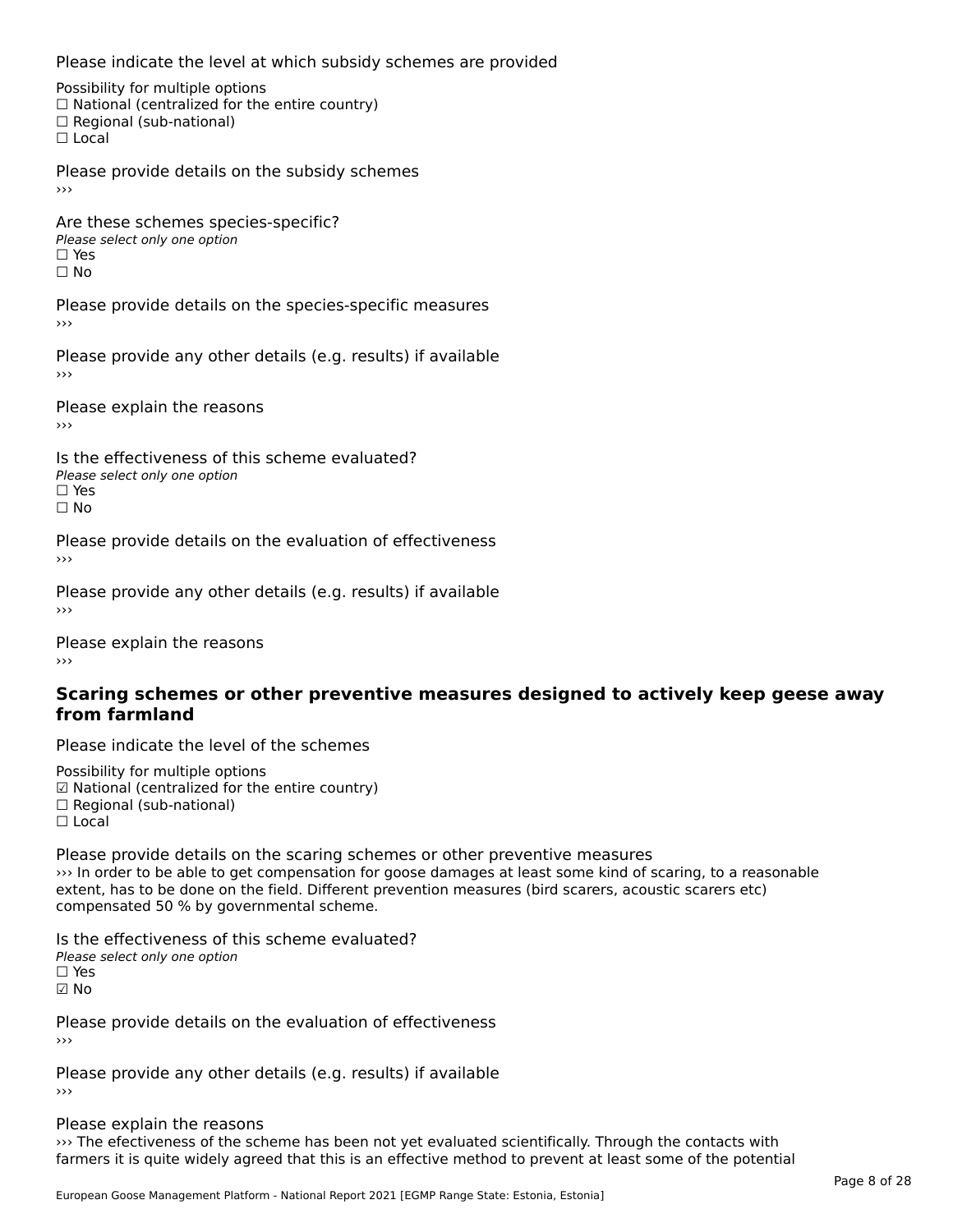Please indicate the level at which subsidy schemes are provided

Possibility for multiple options
☐ National (centralized for the entire country)
☐ Regional (sub-national)
☐ Local

Please provide details on the subsidy schemes
›››

Are these schemes species-specific?
*Please select only one option*
☐ Yes
☐ No

Please provide details on the species-specific measures
›››

Please provide any other details (e.g. results) if available
›››

Please explain the reasons
›››

Is the effectiveness of this scheme evaluated?
*Please select only one option*
☐ Yes
☐ No

Please provide details on the evaluation of effectiveness
›››

Please provide any other details (e.g. results) if available
›››

Please explain the reasons
›››

## Scaring schemes or other preventive measures designed to actively keep geese away from farmland

Please indicate the level of the schemes

Possibility for multiple options
☑ National (centralized for the entire country)
☐ Regional (sub-national)
☐ Local

Please provide details on the scaring schemes or other preventive measures
››› In order to be able to get compensation for goose damages at least some kind of scaring, to a reasonable extent, has to be done on the field. Different prevention measures (bird scarers, acoustic scarers etc) compensated 50 % by governmental scheme.

Is the effectiveness of this scheme evaluated?
*Please select only one option*
☐ Yes
☑ No

Please provide details on the evaluation of effectiveness
›››

Please provide any other details (e.g. results) if available
›››

Please explain the reasons
››› The efectiveness of the scheme has been not yet evaluated scientifically. Through the contacts with farmers it is quite widely agreed that this is an effective method to prevent at least some of the potential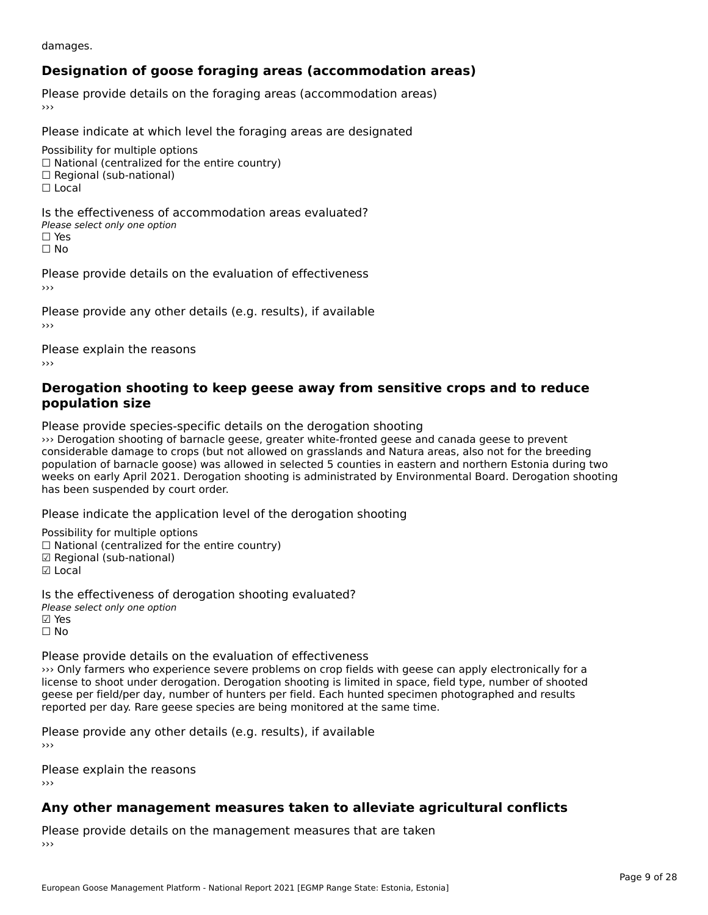damages.

## Designation of goose foraging areas (accommodation areas)

Please provide details on the foraging areas (accommodation areas)

›››

Please indicate at which level the foraging areas are designated

Possibility for multiple options

☐ National (centralized for the entire country)
☐ Regional (sub-national)
☐ Local

Is the effectiveness of accommodation areas evaluated?

*Please select only one option*

☐ Yes
☐ No

Please provide details on the evaluation of effectiveness

›››

Please provide any other details (e.g. results), if available

›››

Please explain the reasons

›››

## Derogation shooting to keep geese away from sensitive crops and to reduce population size

Please provide species-specific details on the derogation shooting

››› Derogation shooting of barnacle geese, greater white-fronted geese and canada geese to prevent considerable damage to crops (but not allowed on grasslands and Natura areas, also not for the breeding population of barnacle goose) was allowed in selected 5 counties in eastern and northern Estonia during two weeks on early April 2021. Derogation shooting is administrated by Environmental Board. Derogation shooting has been suspended by court order.

Please indicate the application level of the derogation shooting

Possibility for multiple options

☐ National (centralized for the entire country)
☑ Regional (sub-national)
☑ Local

Is the effectiveness of derogation shooting evaluated?

*Please select only one option*

☑ Yes
☐ No

Please provide details on the evaluation of effectiveness

››› Only farmers who experience severe problems on crop fields with geese can apply electronically for a license to shoot under derogation. Derogation shooting is limited in space, field type, number of shooted geese per field/per day, number of hunters per field. Each hunted specimen photographed and results reported per day. Rare geese species are being monitored at the same time.

Please provide any other details (e.g. results), if available

›››

Please explain the reasons

›››

## Any other management measures taken to alleviate agricultural conflicts

Please provide details on the management measures that are taken

›››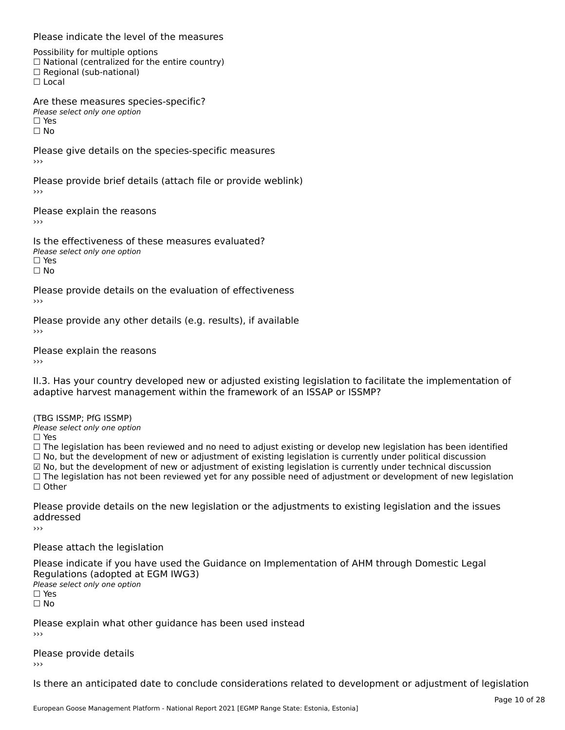Please indicate the level of the measures

Possibility for multiple options
☐ National (centralized for the entire country)
☐ Regional (sub-national)
☐ Local

Are these measures species-specific?
*Please select only one option*
☐ Yes
☐ No

Please give details on the species-specific measures
›››

Please provide brief details (attach file or provide weblink)
›››

Please explain the reasons
›››

Is the effectiveness of these measures evaluated?
*Please select only one option*
☐ Yes
☐ No

Please provide details on the evaluation of effectiveness
›››

Please provide any other details (e.g. results), if available
›››

Please explain the reasons
›››

II.3. Has your country developed new or adjusted existing legislation to facilitate the implementation of adaptive harvest management within the framework of an ISSAP or ISSMP?

(TBG ISSMP; PfG ISSMP)
*Please select only one option*
☐ Yes
☐ The legislation has been reviewed and no need to adjust existing or develop new legislation has been identified
☐ No, but the development of new or adjustment of existing legislation is currently under political discussion
☑ No, but the development of new or adjustment of existing legislation is currently under technical discussion
☐ The legislation has not been reviewed yet for any possible need of adjustment or development of new legislation
☐ Other

Please provide details on the new legislation or the adjustments to existing legislation and the issues addressed
›››

Please attach the legislation

Please indicate if you have used the Guidance on Implementation of AHM through Domestic Legal Regulations (adopted at EGM IWG3)
*Please select only one option*
☐ Yes
☐ No

Please explain what other guidance has been used instead
›››

Please provide details
›››

Is there an anticipated date to conclude considerations related to development or adjustment of legislation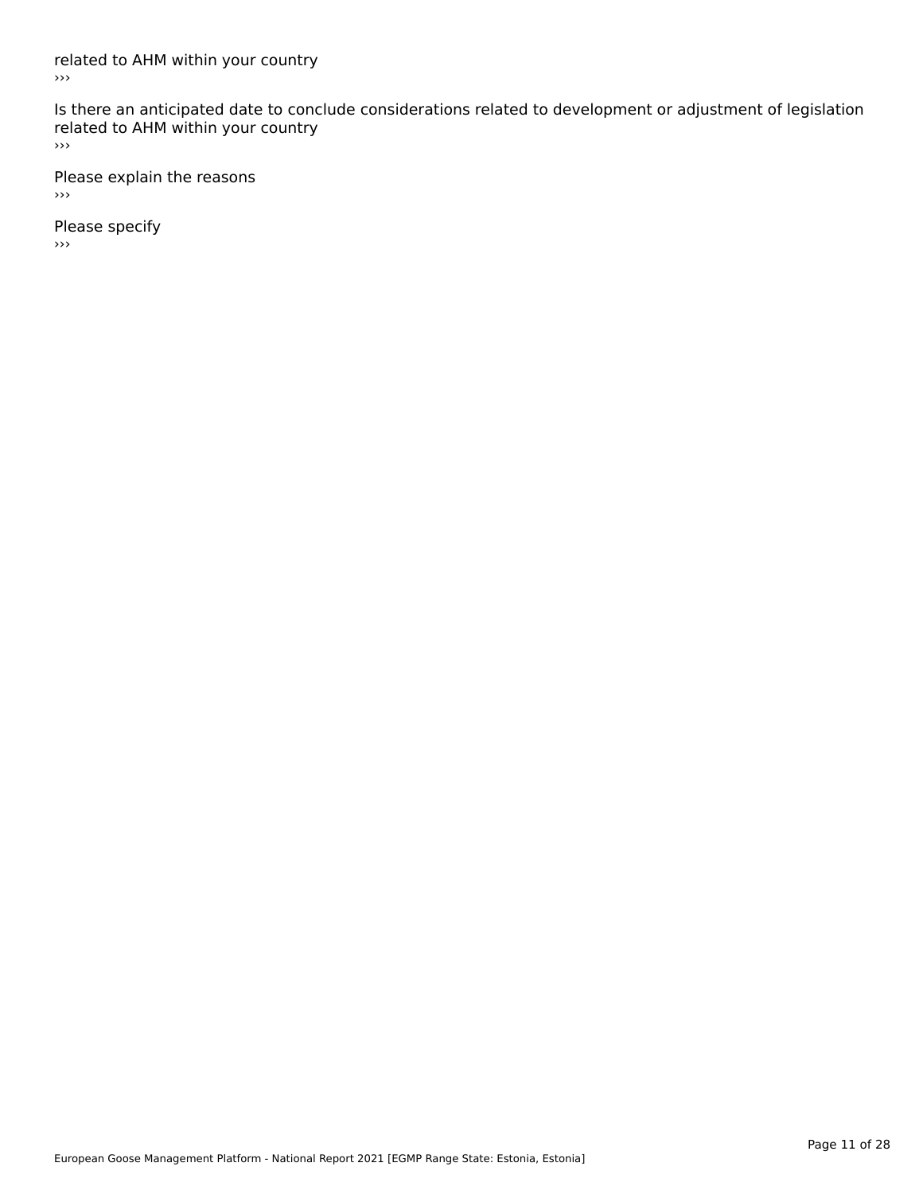related to AHM within your country
›››

Is there an anticipated date to conclude considerations related to development or adjustment of legislation related to AHM within your country
›››

Please explain the reasons
›››

Please specify
›››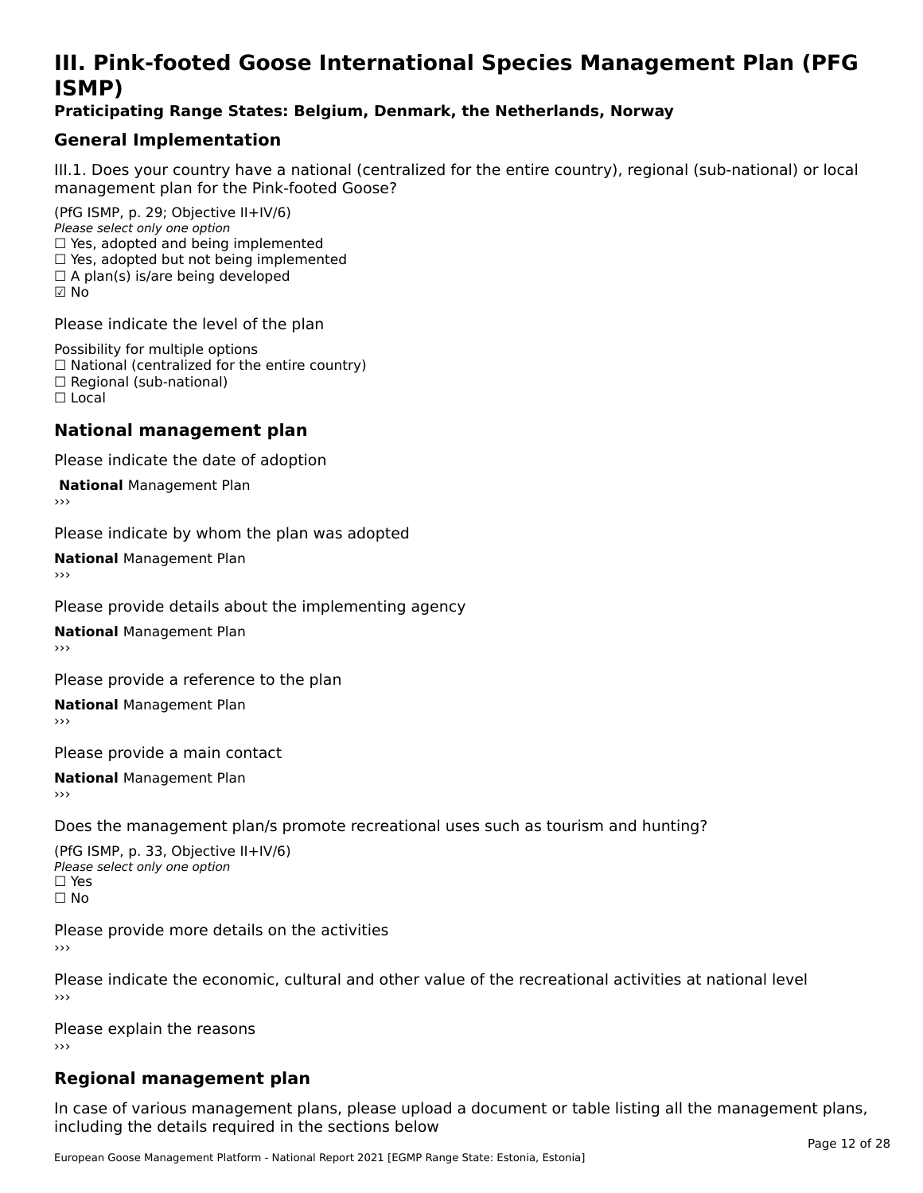# III. Pink-footed Goose International Species Management Plan (PFG ISMP)

**Praticipating Range States: Belgium, Denmark, the Netherlands, Norway**

## General Implementation

III.1. Does your country have a national (centralized for the entire country), regional (sub-national) or local management plan for the Pink-footed Goose?

(PfG ISMP, p. 29; Objective II+IV/6)
*Please select only one option*
☐ Yes, adopted and being implemented
☐ Yes, adopted but not being implemented
☐ A plan(s) is/are being developed
☑ No

Please indicate the level of the plan

Possibility for multiple options
☐ National (centralized for the entire country)
☐ Regional (sub-national)
☐ Local

## National management plan

Please indicate the date of adoption

**National** Management Plan
›››

Please indicate by whom the plan was adopted

**National** Management Plan
›››

Please provide details about the implementing agency

**National** Management Plan
›››

Please provide a reference to the plan

**National** Management Plan
›››

Please provide a main contact

**National** Management Plan
›››

Does the management plan/s promote recreational uses such as tourism and hunting?

(PfG ISMP, p. 33, Objective II+IV/6)
*Please select only one option*
☐ Yes
☐ No

Please provide more details on the activities
›››

Please indicate the economic, cultural and other value of the recreational activities at national level
›››

Please explain the reasons
›››

## Regional management plan

In case of various management plans, please upload a document or table listing all the management plans, including the details required in the sections below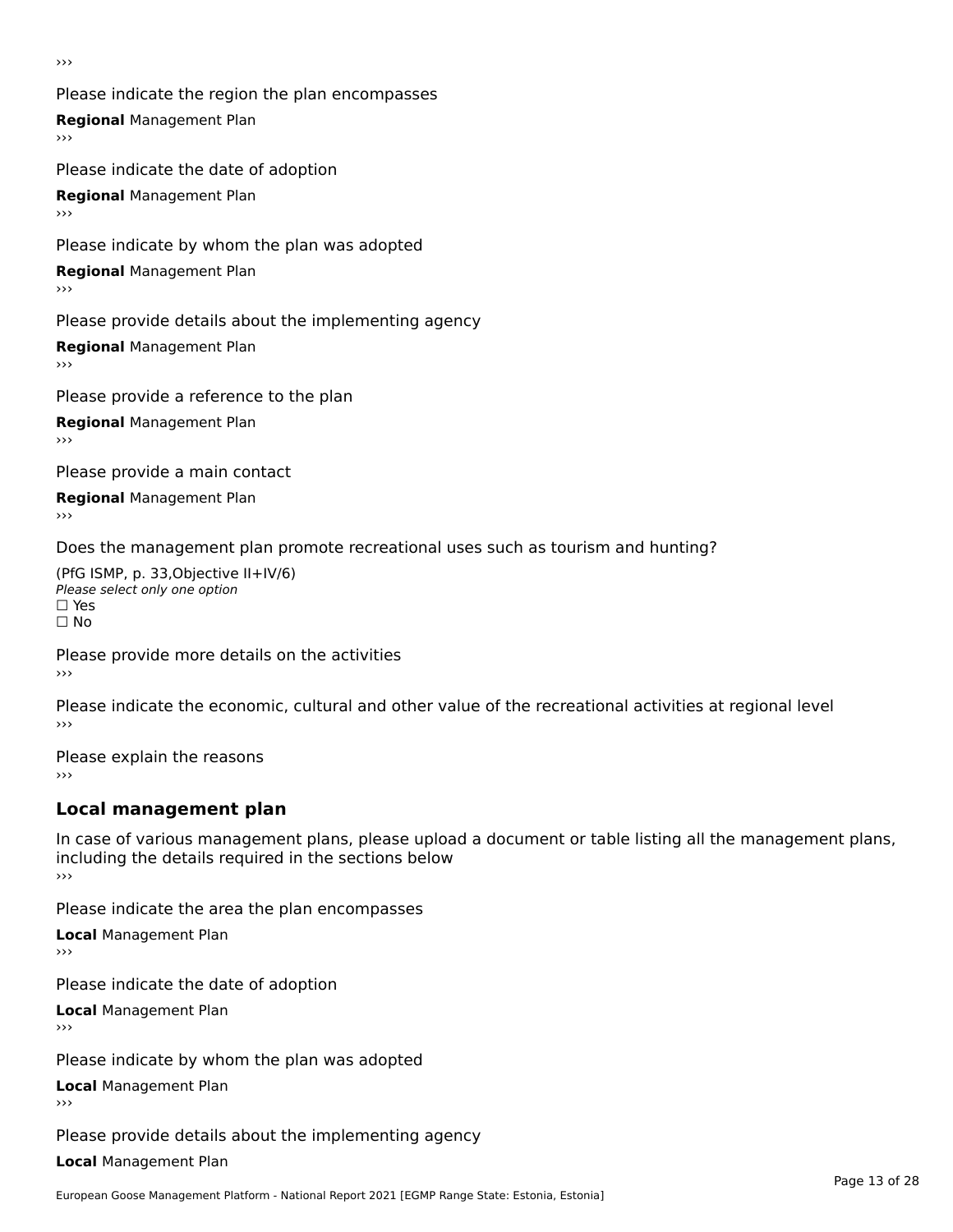›››

Please indicate the region the plan encompasses

**Regional** Management Plan

›››

Please indicate the date of adoption

**Regional** Management Plan

›››

Please indicate by whom the plan was adopted

**Regional** Management Plan

›››

Please provide details about the implementing agency

**Regional** Management Plan

›››

Please provide a reference to the plan

**Regional** Management Plan

›››

Please provide a main contact

**Regional** Management Plan

›››

Does the management plan promote recreational uses such as tourism and hunting?

(PfG ISMP, p. 33,Objective II+IV/6)
*Please select only one option*
☐ Yes
☐ No

Please provide more details on the activities

›››

Please indicate the economic, cultural and other value of the recreational activities at regional level

›››

Please explain the reasons

›››

## Local management plan

In case of various management plans, please upload a document or table listing all the management plans, including the details required in the sections below

›››

Please indicate the area the plan encompasses

**Local** Management Plan

›››

Please indicate the date of adoption

**Local** Management Plan

›››

Please indicate by whom the plan was adopted

**Local** Management Plan

›››

Please provide details about the implementing agency

**Local** Management Plan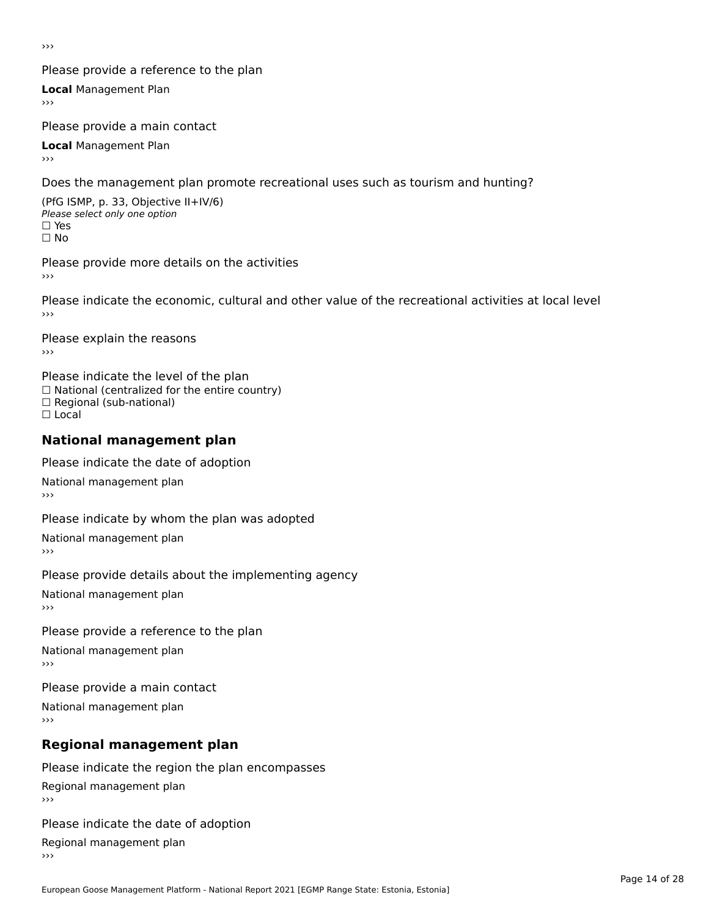›››

Please provide a reference to the plan

**Local** Management Plan

›››

Please provide a main contact

**Local** Management Plan

›››

Does the management plan promote recreational uses such as tourism and hunting?

(PfG ISMP, p. 33, Objective II+IV/6)

*Please select only one option*

☐ Yes

☐ No

Please provide more details on the activities

›››

Please indicate the economic, cultural and other value of the recreational activities at local level

›››

Please explain the reasons

›››

Please indicate the level of the plan

☐ National (centralized for the entire country)

☐ Regional (sub-national)

☐ Local

## National management plan

Please indicate the date of adoption

National management plan

›››

Please indicate by whom the plan was adopted

National management plan

›››

Please provide details about the implementing agency

National management plan

›››

Please provide a reference to the plan

National management plan

›››

Please provide a main contact

National management plan

›››

## Regional management plan

Please indicate the region the plan encompasses

Regional management plan

›››

Please indicate the date of adoption

Regional management plan

›››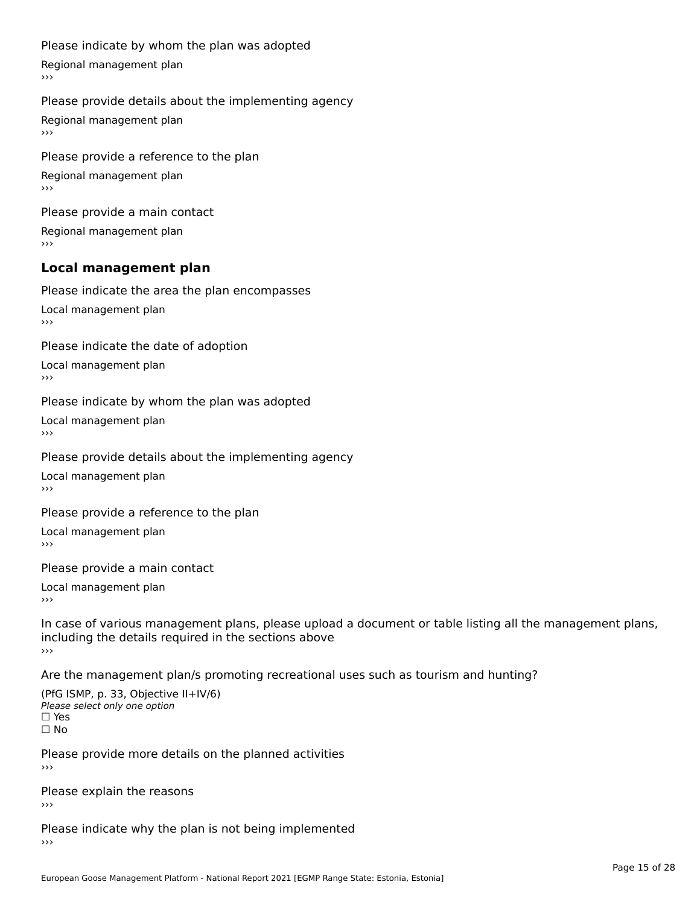Please indicate by whom the plan was adopted

Regional management plan

›››

Please provide details about the implementing agency

Regional management plan

›››

Please provide a reference to the plan

Regional management plan

›››

Please provide a main contact

Regional management plan

›››

## Local management plan

Please indicate the area the plan encompasses

Local management plan

›››

Please indicate the date of adoption

Local management plan

›››

Please indicate by whom the plan was adopted

Local management plan

›››

Please provide details about the implementing agency

Local management plan

›››

Please provide a reference to the plan

Local management plan

›››

Please provide a main contact

Local management plan

›››

In case of various management plans, please upload a document or table listing all the management plans, including the details required in the sections above

›››

Are the management plan/s promoting recreational uses such as tourism and hunting?

(PfG ISMP, p. 33, Objective II+IV/6)
*Please select only one option*
☐ Yes
☐ No

Please provide more details on the planned activities

›››

Please explain the reasons

›››

Please indicate why the plan is not being implemented

›››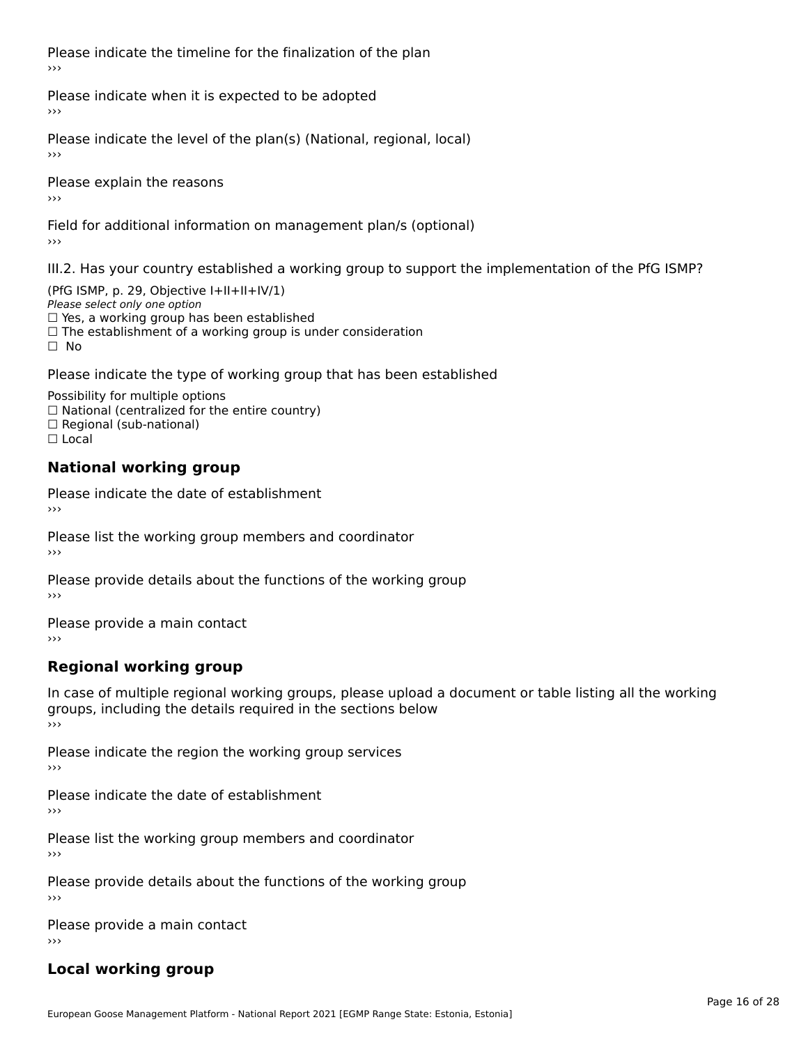Please indicate the timeline for the finalization of the plan

›››

Please indicate when it is expected to be adopted

›››

Please indicate the level of the plan(s) (National, regional, local)

›››

Please explain the reasons

›››

Field for additional information on management plan/s (optional)

›››

III.2. Has your country established a working group to support the implementation of the PfG ISMP?

(PfG ISMP, p. 29, Objective I+II+II+IV/1)
*Please select only one option*
☐ Yes, a working group has been established
☐ The establishment of a working group is under consideration
☐ No

Please indicate the type of working group that has been established

Possibility for multiple options
☐ National (centralized for the entire country)
☐ Regional (sub-national)
☐ Local

## National working group

Please indicate the date of establishment

›››

Please list the working group members and coordinator

›››

Please provide details about the functions of the working group

›››

Please provide a main contact

›››

## Regional working group

In case of multiple regional working groups, please upload a document or table listing all the working groups, including the details required in the sections below

›››

Please indicate the region the working group services

›››

Please indicate the date of establishment

›››

Please list the working group members and coordinator

›››

Please provide details about the functions of the working group

›››

Please provide a main contact

›››

## Local working group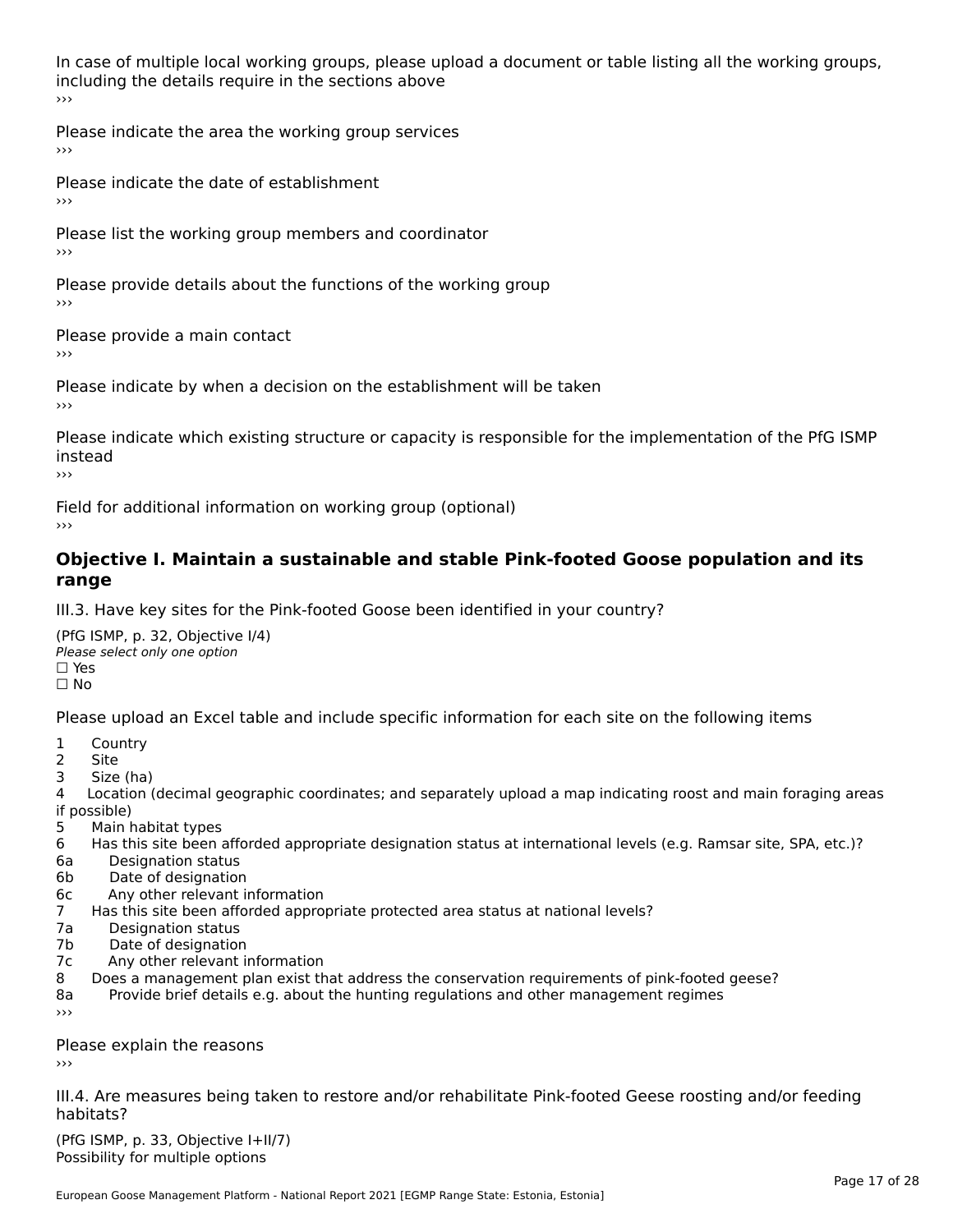In case of multiple local working groups, please upload a document or table listing all the working groups, including the details require in the sections above

›››

Please indicate the area the working group services

›››

Please indicate the date of establishment

›››

Please list the working group members and coordinator

›››

Please provide details about the functions of the working group

›››

Please provide a main contact

›››

Please indicate by when a decision on the establishment will be taken

›››

Please indicate which existing structure or capacity is responsible for the implementation of the PfG ISMP instead

›››

Field for additional information on working group (optional)

›››

## Objective I. Maintain a sustainable and stable Pink-footed Goose population and its range

III.3. Have key sites for the Pink-footed Goose been identified in your country?

(PfG ISMP, p. 32, Objective I/4)

*Please select only one option*

☐ Yes

☐ No

Please upload an Excel table and include specific information for each site on the following items

1 Country
2 Site
3 Size (ha)
4 Location (decimal geographic coordinates; and separately upload a map indicating roost and main foraging areas if possible)
5 Main habitat types
6 Has this site been afforded appropriate designation status at international levels (e.g. Ramsar site, SPA, etc.)?
6a Designation status
6b Date of designation
6c Any other relevant information
7 Has this site been afforded appropriate protected area status at national levels?
7a Designation status
7b Date of designation
7c Any other relevant information
8 Does a management plan exist that address the conservation requirements of pink-footed geese?
8a Provide brief details e.g. about the hunting regulations and other management regimes

›››

Please explain the reasons

›››

III.4. Are measures being taken to restore and/or rehabilitate Pink-footed Geese roosting and/or feeding habitats?

(PfG ISMP, p. 33, Objective I+II/7)

Possibility for multiple options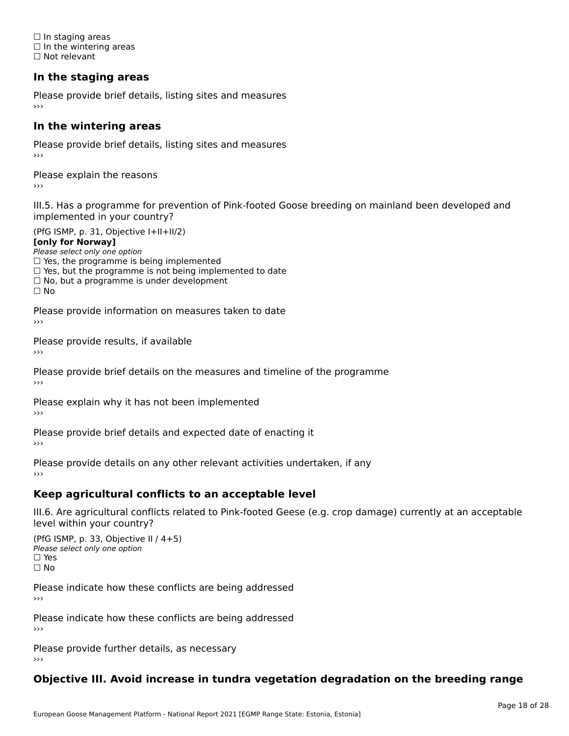☐ In staging areas
☐ In the wintering areas
☐ Not relevant

### In the staging areas

Please provide brief details, listing sites and measures
›››

### In the wintering areas

Please provide brief details, listing sites and measures
›››

Please explain the reasons
›››

III.5. Has a programme for prevention of Pink-footed Goose breeding on mainland been developed and implemented in your country?

(PfG ISMP, p. 31, Objective I+II+II/2)
**[only for Norway]**
*Please select only one option*
☐ Yes, the programme is being implemented
☐ Yes, but the programme is not being implemented to date
☐ No, but a programme is under development
☐ No

Please provide information on measures taken to date
›››

Please provide results, if available
›››

Please provide brief details on the measures and timeline of the programme
›››

Please explain why it has not been implemented
›››

Please provide brief details and expected date of enacting it
›››

Please provide details on any other relevant activities undertaken, if any
›››

### Keep agricultural conflicts to an acceptable level

III.6. Are agricultural conflicts related to Pink-footed Geese (e.g. crop damage) currently at an acceptable level within your country?

(PfG ISMP, p. 33, Objective II / 4+5)
*Please select only one option*
☐ Yes
☐ No

Please indicate how these conflicts are being addressed
›››

Please indicate how these conflicts are being addressed
›››

Please provide further details, as necessary
›››

### Objective III. Avoid increase in tundra vegetation degradation on the breeding range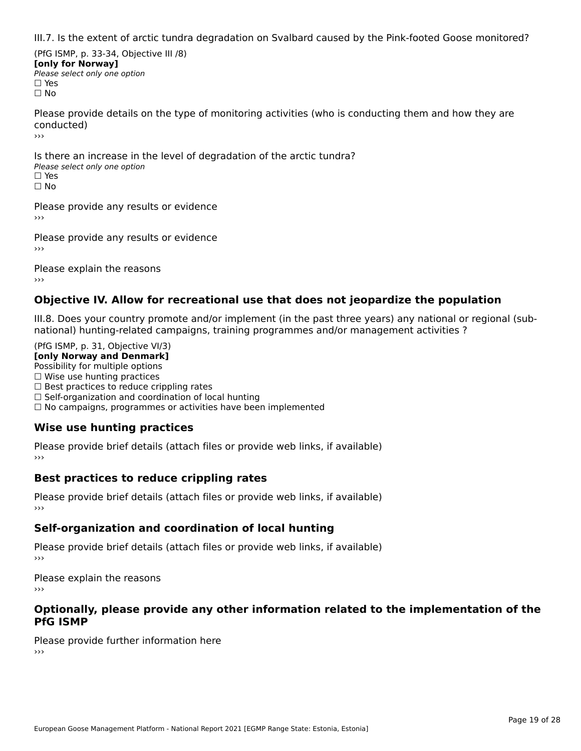III.7. Is the extent of arctic tundra degradation on Svalbard caused by the Pink-footed Goose monitored?

(PfG ISMP, p. 33-34, Objective III /8)
**[only for Norway]**
*Please select only one option*
☐ Yes
☐ No

Please provide details on the type of monitoring activities (who is conducting them and how they are conducted)
›››

Is there an increase in the level of degradation of the arctic tundra?
*Please select only one option*
☐ Yes
☐ No

Please provide any results or evidence
›››

Please provide any results or evidence
›››

Please explain the reasons
›››

## Objective IV. Allow for recreational use that does not jeopardize the population

III.8. Does your country promote and/or implement (in the past three years) any national or regional (sub-national) hunting-related campaigns, training programmes and/or management activities ?

(PfG ISMP, p. 31, Objective VI/3)
**[only Norway and Denmark]**
Possibility for multiple options
☐ Wise use hunting practices
☐ Best practices to reduce crippling rates
☐ Self-organization and coordination of local hunting
☐ No campaigns, programmes or activities have been implemented

### Wise use hunting practices

Please provide brief details (attach files or provide web links, if available)
›››

### Best practices to reduce crippling rates

Please provide brief details (attach files or provide web links, if available)
›››

### Self-organization and coordination of local hunting

Please provide brief details (attach files or provide web links, if available)
›››

Please explain the reasons
›››

### Optionally, please provide any other information related to the implementation of the PfG ISMP

Please provide further information here
›››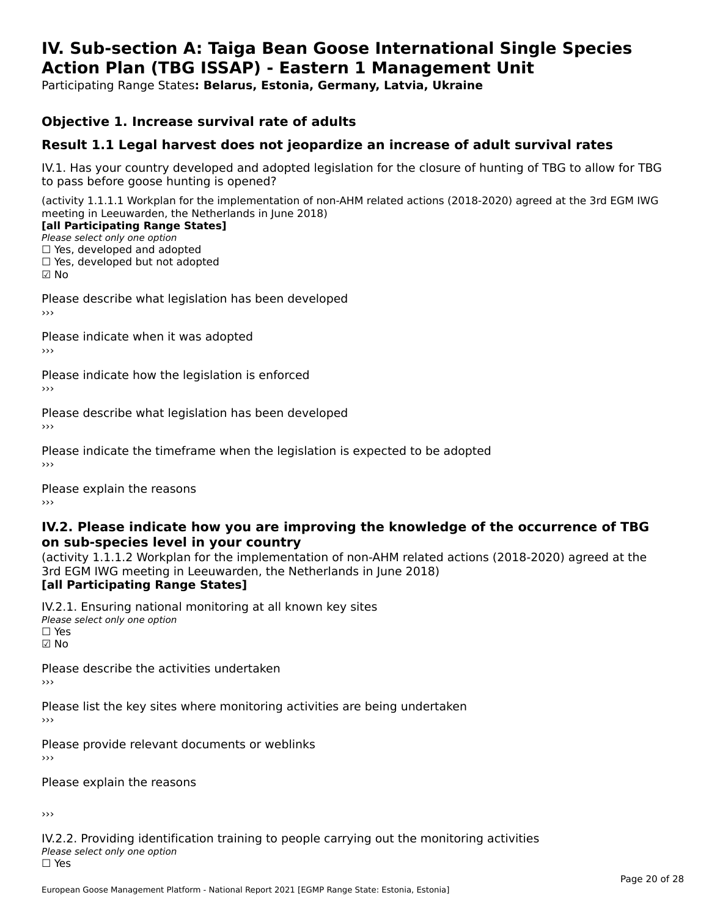# IV. Sub-section A: Taiga Bean Goose International Single Species Action Plan (TBG ISSAP) - Eastern 1 Management Unit

Participating Range States**: Belarus, Estonia, Germany, Latvia, Ukraine**

### Objective 1. Increase survival rate of adults

### Result 1.1 Legal harvest does not jeopardize an increase of adult survival rates

IV.1. Has your country developed and adopted legislation for the closure of hunting of TBG to allow for TBG to pass before goose hunting is opened?

(activity 1.1.1.1 Workplan for the implementation of non-AHM related actions (2018-2020) agreed at the 3rd EGM IWG meeting in Leeuwarden, the Netherlands in June 2018)
**[all Participating Range States]**
*Please select only one option*
☐ Yes, developed and adopted
☐ Yes, developed but not adopted
☑ No

Please describe what legislation has been developed
›››

Please indicate when it was adopted
›››

Please indicate how the legislation is enforced
›››

Please describe what legislation has been developed
›››

Please indicate the timeframe when the legislation is expected to be adopted
›››

Please explain the reasons
›››

### IV.2. Please indicate how you are improving the knowledge of the occurrence of TBG on sub-species level in your country

(activity 1.1.1.2 Workplan for the implementation of non-AHM related actions (2018-2020) agreed at the 3rd EGM IWG meeting in Leeuwarden, the Netherlands in June 2018)
**[all Participating Range States]**

IV.2.1. Ensuring national monitoring at all known key sites
*Please select only one option*
☐ Yes
☑ No

Please describe the activities undertaken
›››

Please list the key sites where monitoring activities are being undertaken
›››

Please provide relevant documents or weblinks
›››

Please explain the reasons

›››

IV.2.2. Providing identification training to people carrying out the monitoring activities
*Please select only one option*
☐ Yes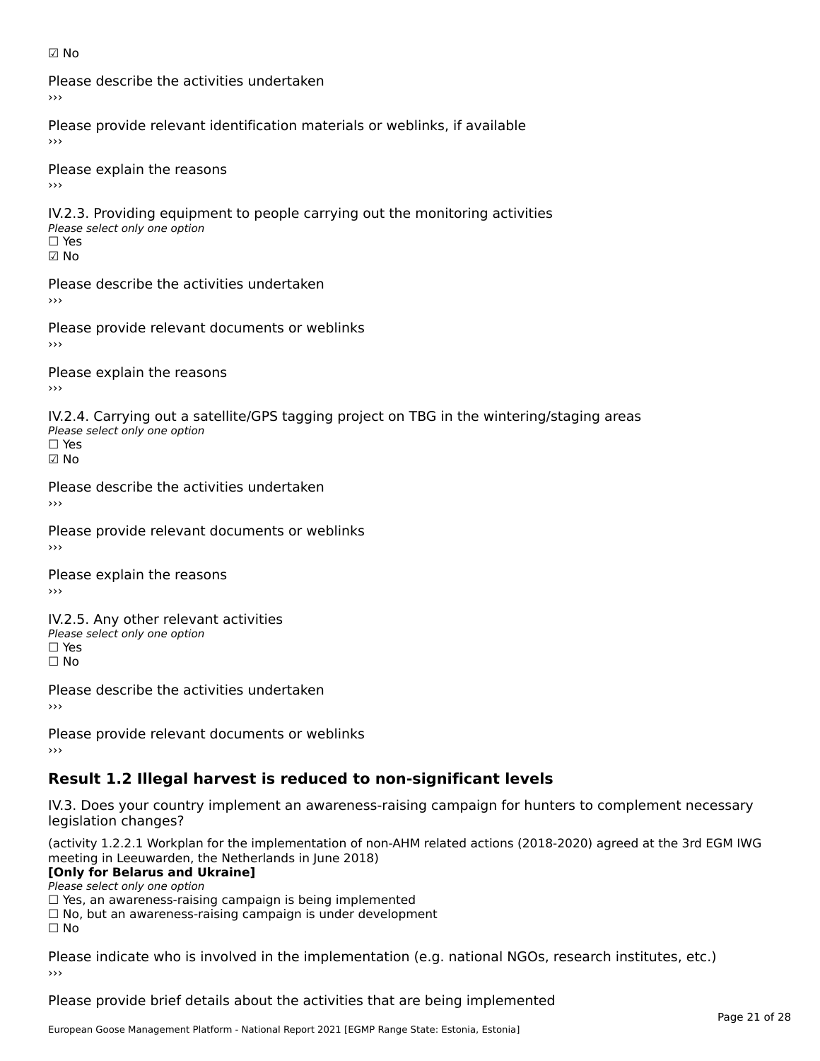☑ No

Please describe the activities undertaken

›››

Please provide relevant identification materials or weblinks, if available

›››

Please explain the reasons

›››

IV.2.3. Providing equipment to people carrying out the monitoring activities

*Please select only one option*

☐ Yes

☑ No

Please describe the activities undertaken

›››

Please provide relevant documents or weblinks

›››

Please explain the reasons

›››

IV.2.4. Carrying out a satellite/GPS tagging project on TBG in the wintering/staging areas

*Please select only one option*

☐ Yes

☑ No

Please describe the activities undertaken

›››

Please provide relevant documents or weblinks

›››

Please explain the reasons

›››

IV.2.5. Any other relevant activities

*Please select only one option*

☐ Yes

☐ No

Please describe the activities undertaken

›››

Please provide relevant documents or weblinks

›››

## Result 1.2 Illegal harvest is reduced to non-significant levels

IV.3. Does your country implement an awareness-raising campaign for hunters to complement necessary legislation changes?

(activity 1.2.2.1 Workplan for the implementation of non-AHM related actions (2018-2020) agreed at the 3rd EGM IWG meeting in Leeuwarden, the Netherlands in June 2018)

**[Only for Belarus and Ukraine]**

*Please select only one option*

☐ Yes, an awareness-raising campaign is being implemented

☐ No, but an awareness-raising campaign is under development

☐ No

Please indicate who is involved in the implementation (e.g. national NGOs, research institutes, etc.)

›››

Please provide brief details about the activities that are being implemented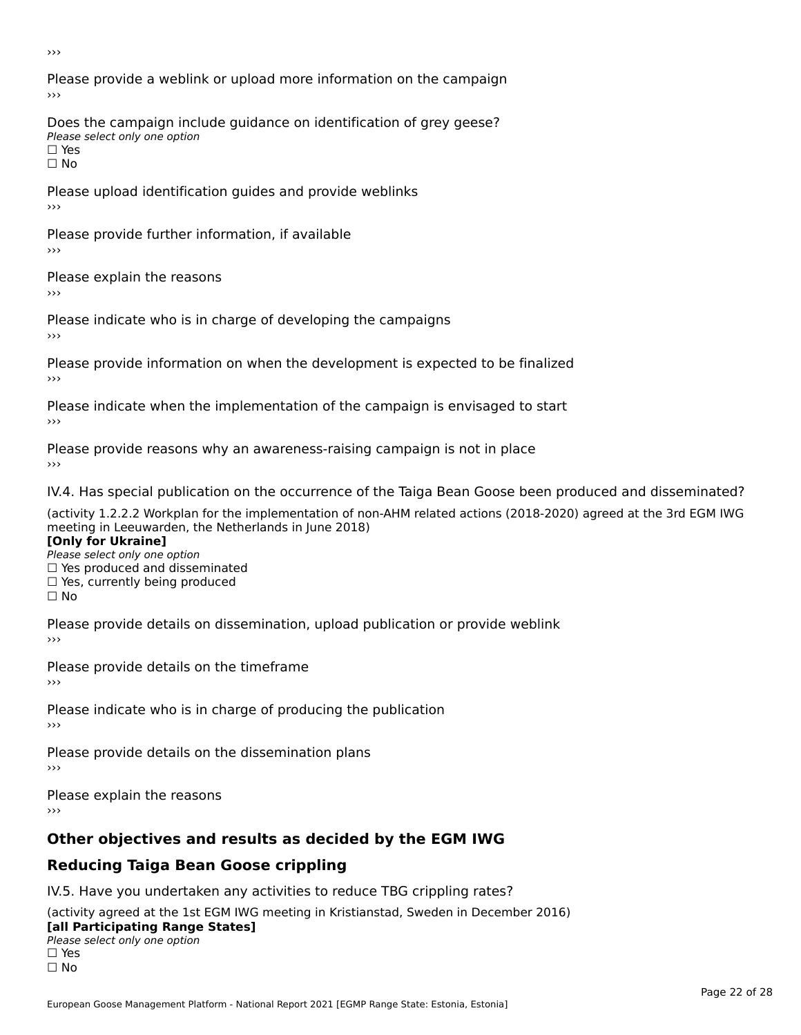›››

Please provide a weblink or upload more information on the campaign

›››

Does the campaign include guidance on identification of grey geese?

*Please select only one option*

☐ Yes

☐ No

Please upload identification guides and provide weblinks

›››

Please provide further information, if available

›››

Please explain the reasons

›››

Please indicate who is in charge of developing the campaigns

›››

Please provide information on when the development is expected to be finalized

›››

Please indicate when the implementation of the campaign is envisaged to start

›››

Please provide reasons why an awareness-raising campaign is not in place

›››

IV.4. Has special publication on the occurrence of the Taiga Bean Goose been produced and disseminated?

(activity 1.2.2.2 Workplan for the implementation of non-AHM related actions (2018-2020) agreed at the 3rd EGM IWG meeting in Leeuwarden, the Netherlands in June 2018)

**[Only for Ukraine]**

*Please select only one option*

☐ Yes produced and disseminated

☐ Yes, currently being produced

☐ No

Please provide details on dissemination, upload publication or provide weblink

›››

Please provide details on the timeframe

›››

Please indicate who is in charge of producing the publication

›››

Please provide details on the dissemination plans

›››

Please explain the reasons

›››

## Other objectives and results as decided by the EGM IWG

## Reducing Taiga Bean Goose crippling

IV.5. Have you undertaken any activities to reduce TBG crippling rates?

(activity agreed at the 1st EGM IWG meeting in Kristianstad, Sweden in December 2016)

**[all Participating Range States]**

*Please select only one option*

☐ Yes

☐ No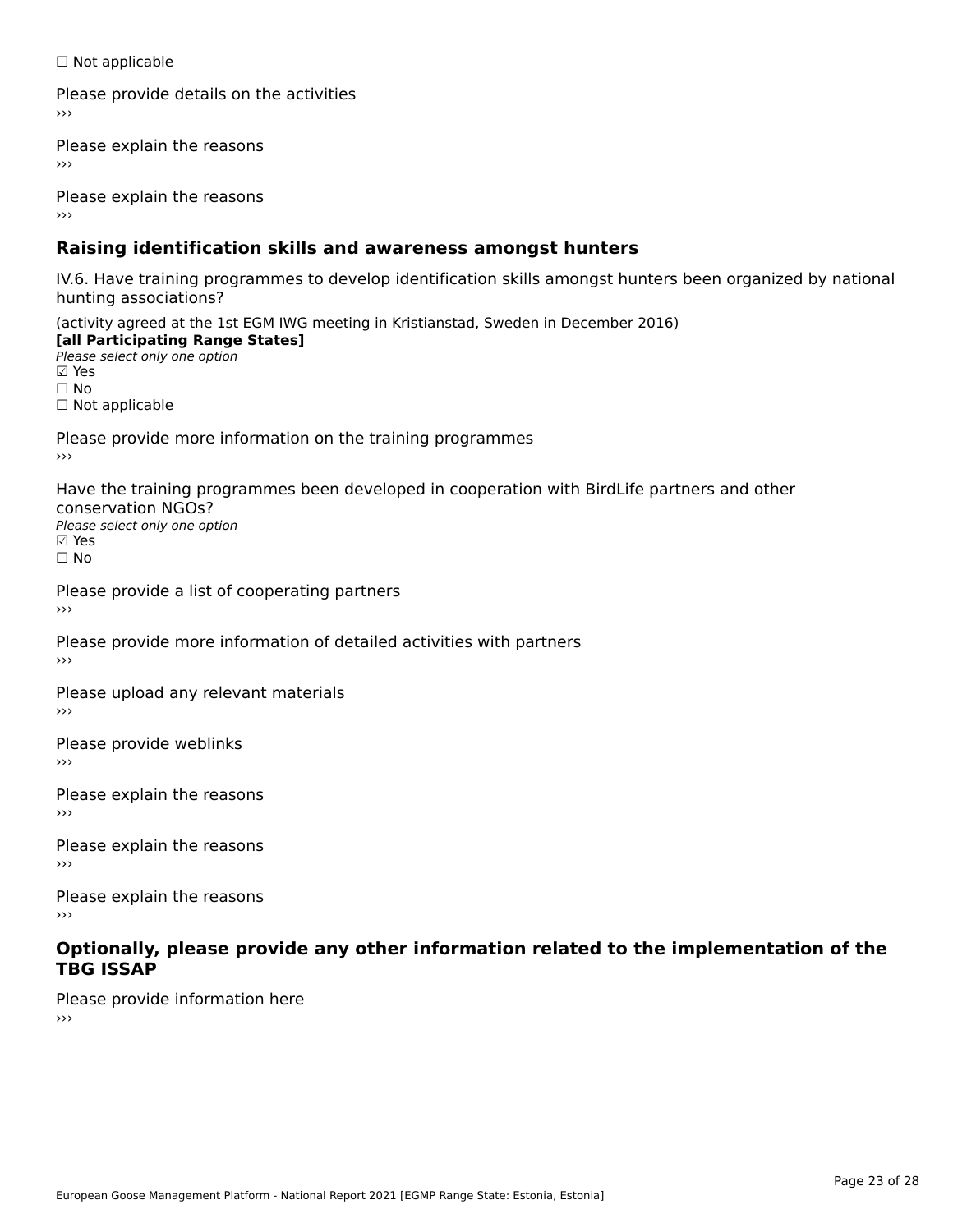☐ Not applicable

Please provide details on the activities
›››

Please explain the reasons
›››

Please explain the reasons
›››

## Raising identification skills and awareness amongst hunters

IV.6. Have training programmes to develop identification skills amongst hunters been organized by national hunting associations?

(activity agreed at the 1st EGM IWG meeting in Kristianstad, Sweden in December 2016)
**[all Participating Range States]**
*Please select only one option*
☑ Yes
☐ No
☐ Not applicable

Please provide more information on the training programmes
›››

Have the training programmes been developed in cooperation with BirdLife partners and other conservation NGOs?
*Please select only one option*
☑ Yes
☐ No

Please provide a list of cooperating partners
›››

Please provide more information of detailed activities with partners
›››

Please upload any relevant materials
›››

Please provide weblinks
›››

Please explain the reasons
›››

Please explain the reasons
›››

Please explain the reasons
›››

## Optionally, please provide any other information related to the implementation of the TBG ISSAP

Please provide information here
›››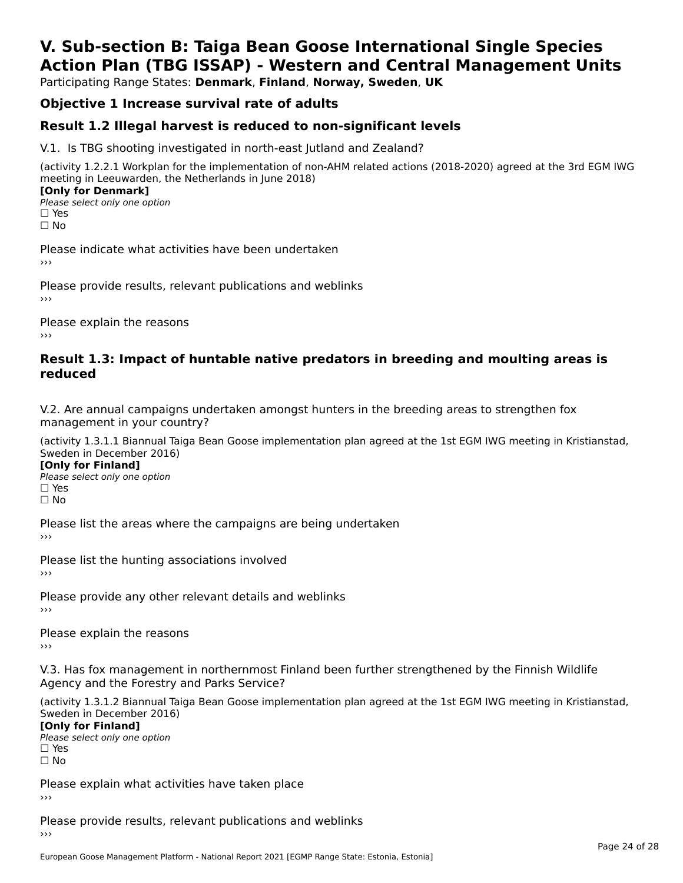# V. Sub-section B: Taiga Bean Goose International Single Species Action Plan (TBG ISSAP) - Western and Central Management Units

Participating Range States: **Denmark**, **Finland**, **Norway, Sweden**, **UK**

## Objective 1 Increase survival rate of adults

## Result 1.2 Illegal harvest is reduced to non-significant levels

V.1. Is TBG shooting investigated in north-east Jutland and Zealand?

(activity 1.2.2.1 Workplan for the implementation of non-AHM related actions (2018-2020) agreed at the 3rd EGM IWG meeting in Leeuwarden, the Netherlands in June 2018)

**[Only for Denmark]**

*Please select only one option*

☐ Yes

☐ No

Please indicate what activities have been undertaken

›››

Please provide results, relevant publications and weblinks

›››

Please explain the reasons

›››

## Result 1.3: Impact of huntable native predators in breeding and moulting areas is reduced

V.2. Are annual campaigns undertaken amongst hunters in the breeding areas to strengthen fox management in your country?

(activity 1.3.1.1 Biannual Taiga Bean Goose implementation plan agreed at the 1st EGM IWG meeting in Kristianstad, Sweden in December 2016)

**[Only for Finland]**

*Please select only one option*

☐ Yes

☐ No

Please list the areas where the campaigns are being undertaken

›››

Please list the hunting associations involved

›››

Please provide any other relevant details and weblinks

›››

Please explain the reasons

›››

V.3. Has fox management in northernmost Finland been further strengthened by the Finnish Wildlife Agency and the Forestry and Parks Service?

(activity 1.3.1.2 Biannual Taiga Bean Goose implementation plan agreed at the 1st EGM IWG meeting in Kristianstad, Sweden in December 2016)

**[Only for Finland]**

*Please select only one option*

☐ Yes

☐ No

Please explain what activities have taken place

›››

Please provide results, relevant publications and weblinks

›››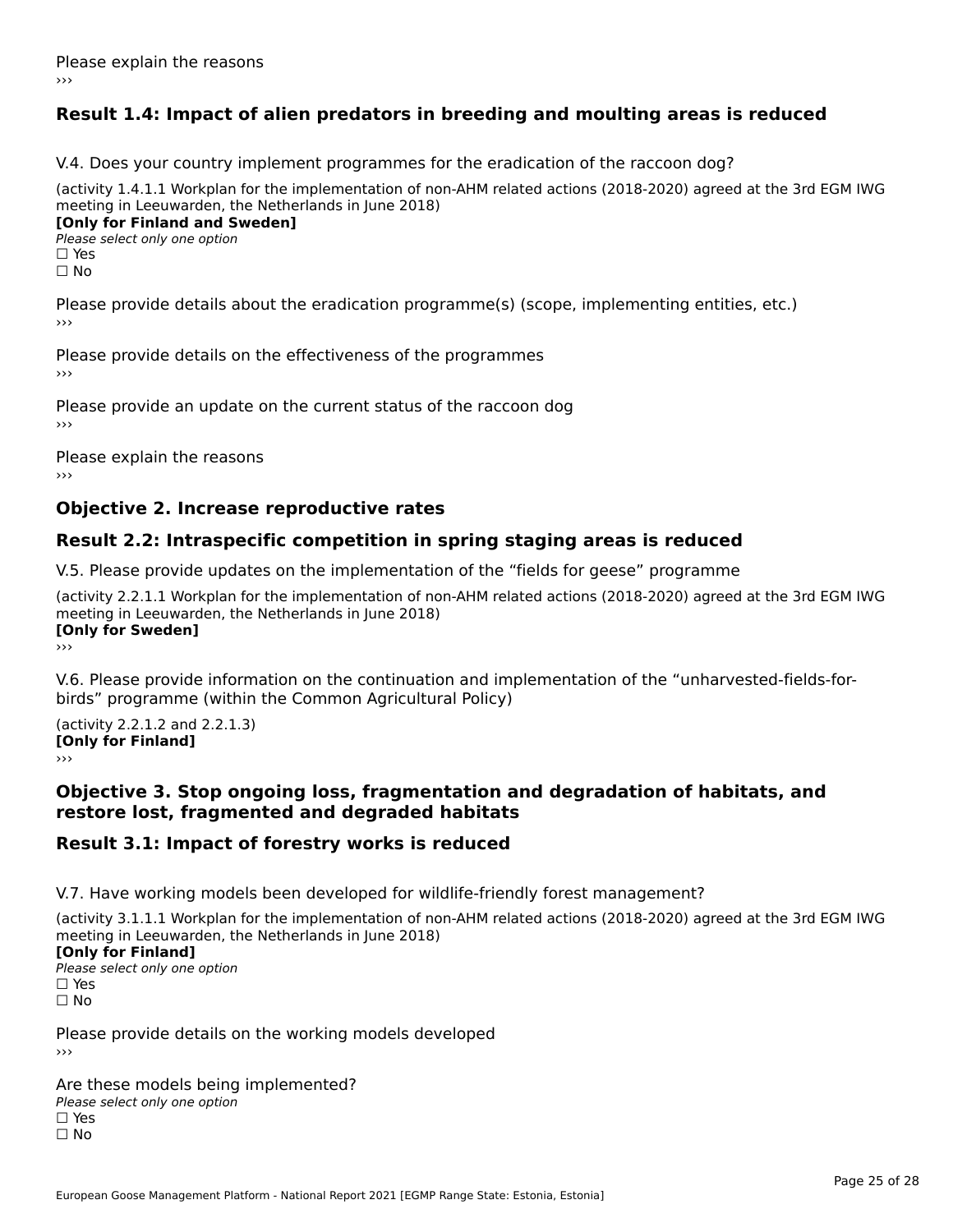Please explain the reasons

›››

### Result 1.4: Impact of alien predators in breeding and moulting areas is reduced

V.4. Does your country implement programmes for the eradication of the raccoon dog?

(activity 1.4.1.1 Workplan for the implementation of non-AHM related actions (2018-2020) agreed at the 3rd EGM IWG meeting in Leeuwarden, the Netherlands in June 2018)

**[Only for Finland and Sweden]**

*Please select only one option*

☐ Yes

☐ No

Please provide details about the eradication programme(s) (scope, implementing entities, etc.)

›››

Please provide details on the effectiveness of the programmes

›››

Please provide an update on the current status of the raccoon dog

›››

Please explain the reasons

›››

## Objective 2. Increase reproductive rates

### Result 2.2: Intraspecific competition in spring staging areas is reduced

V.5. Please provide updates on the implementation of the "fields for geese" programme

(activity 2.2.1.1 Workplan for the implementation of non-AHM related actions (2018-2020) agreed at the 3rd EGM IWG meeting in Leeuwarden, the Netherlands in June 2018)

**[Only for Sweden]**

›››

V.6. Please provide information on the continuation and implementation of the "unharvested-fields-for-birds" programme (within the Common Agricultural Policy)

(activity 2.2.1.2 and 2.2.1.3)

**[Only for Finland]**

›››

## Objective 3. Stop ongoing loss, fragmentation and degradation of habitats, and restore lost, fragmented and degraded habitats

### Result 3.1: Impact of forestry works is reduced

V.7. Have working models been developed for wildlife-friendly forest management?

(activity 3.1.1.1 Workplan for the implementation of non-AHM related actions (2018-2020) agreed at the 3rd EGM IWG meeting in Leeuwarden, the Netherlands in June 2018)

**[Only for Finland]**

*Please select only one option*

☐ Yes

☐ No

Please provide details on the working models developed

›››

Are these models being implemented?

*Please select only one option*

☐ Yes

☐ No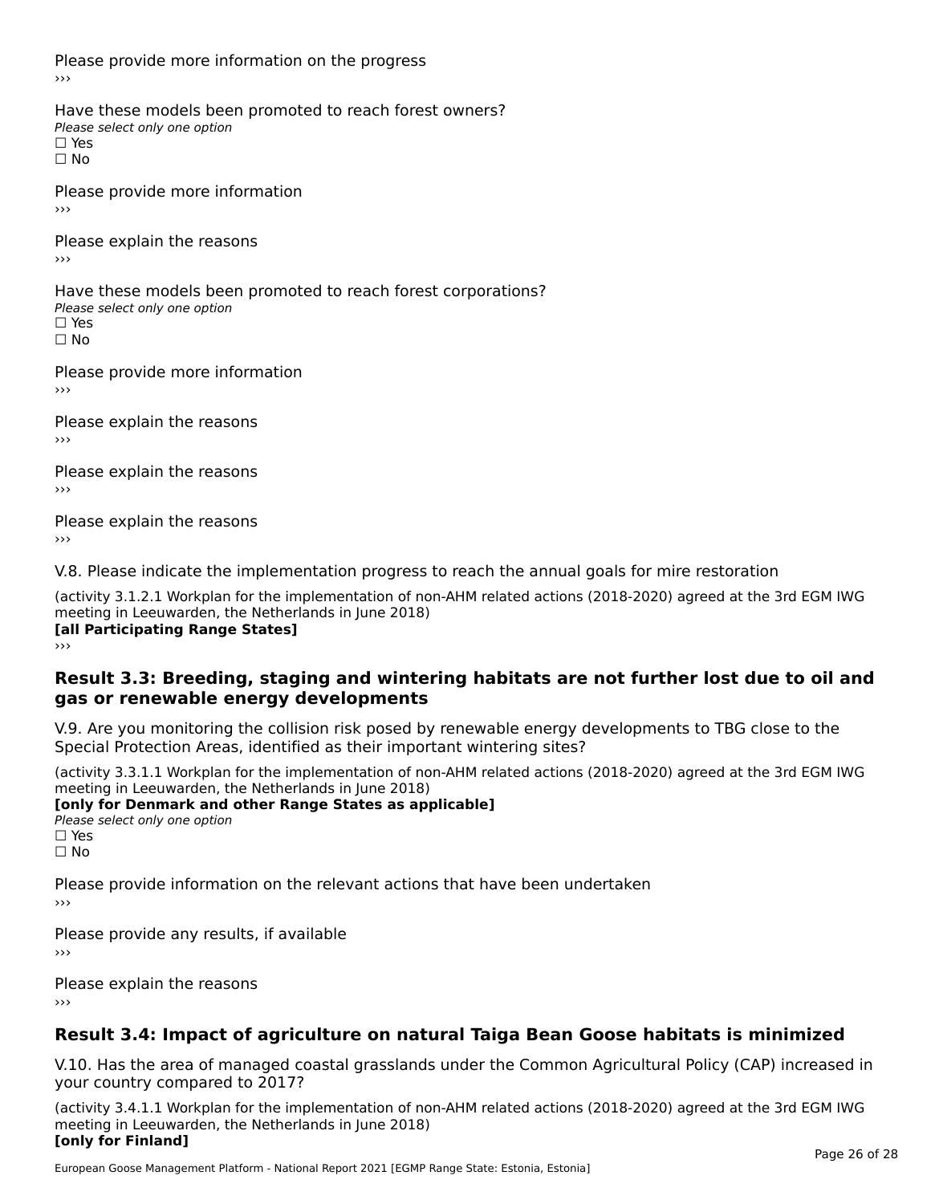Please provide more information on the progress

›››

Have these models been promoted to reach forest owners?

*Please select only one option*

☐ Yes

☐ No

Please provide more information

›››

Please explain the reasons

›››

Have these models been promoted to reach forest corporations?

*Please select only one option*

☐ Yes

☐ No

Please provide more information

›››

Please explain the reasons

›››

Please explain the reasons

›››

Please explain the reasons

›››

V.8. Please indicate the implementation progress to reach the annual goals for mire restoration

(activity 3.1.2.1 Workplan for the implementation of non-AHM related actions (2018-2020) agreed at the 3rd EGM IWG meeting in Leeuwarden, the Netherlands in June 2018)

**[all Participating Range States]**

›››

## Result 3.3: Breeding, staging and wintering habitats are not further lost due to oil and gas or renewable energy developments

V.9. Are you monitoring the collision risk posed by renewable energy developments to TBG close to the Special Protection Areas, identified as their important wintering sites?

(activity 3.3.1.1 Workplan for the implementation of non-AHM related actions (2018-2020) agreed at the 3rd EGM IWG meeting in Leeuwarden, the Netherlands in June 2018)

**[only for Denmark and other Range States as applicable]**

*Please select only one option*

☐ Yes

☐ No

Please provide information on the relevant actions that have been undertaken

›››

Please provide any results, if available

›››

Please explain the reasons

›››

## Result 3.4: Impact of agriculture on natural Taiga Bean Goose habitats is minimized

V.10. Has the area of managed coastal grasslands under the Common Agricultural Policy (CAP) increased in your country compared to 2017?

(activity 3.4.1.1 Workplan for the implementation of non-AHM related actions (2018-2020) agreed at the 3rd EGM IWG meeting in Leeuwarden, the Netherlands in June 2018)

**[only for Finland]**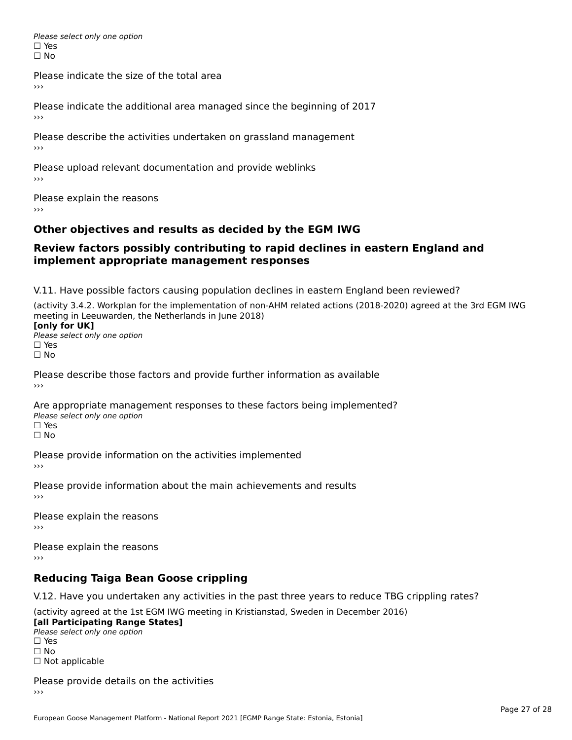*Please select only one option*
☐ Yes
☐ No

Please indicate the size of the total area
›››

Please indicate the additional area managed since the beginning of 2017
›››

Please describe the activities undertaken on grassland management
›››

Please upload relevant documentation and provide weblinks
›››

Please explain the reasons
›››

## Other objectives and results as decided by the EGM IWG

## Review factors possibly contributing to rapid declines in eastern England and implement appropriate management responses

V.11. Have possible factors causing population declines in eastern England been reviewed?

(activity 3.4.2. Workplan for the implementation of non-AHM related actions (2018-2020) agreed at the 3rd EGM IWG meeting in Leeuwarden, the Netherlands in June 2018)
**[only for UK]**
*Please select only one option*
☐ Yes
☐ No

Please describe those factors and provide further information as available
›››

Are appropriate management responses to these factors being implemented?
*Please select only one option*
☐ Yes
☐ No

Please provide information on the activities implemented
›››

Please provide information about the main achievements and results
›››

Please explain the reasons
›››

Please explain the reasons
›››

## Reducing Taiga Bean Goose crippling

V.12. Have you undertaken any activities in the past three years to reduce TBG crippling rates?

(activity agreed at the 1st EGM IWG meeting in Kristianstad, Sweden in December 2016)
**[all Participating Range States]**
*Please select only one option*
☐ Yes
☐ No
☐ Not applicable

Please provide details on the activities
›››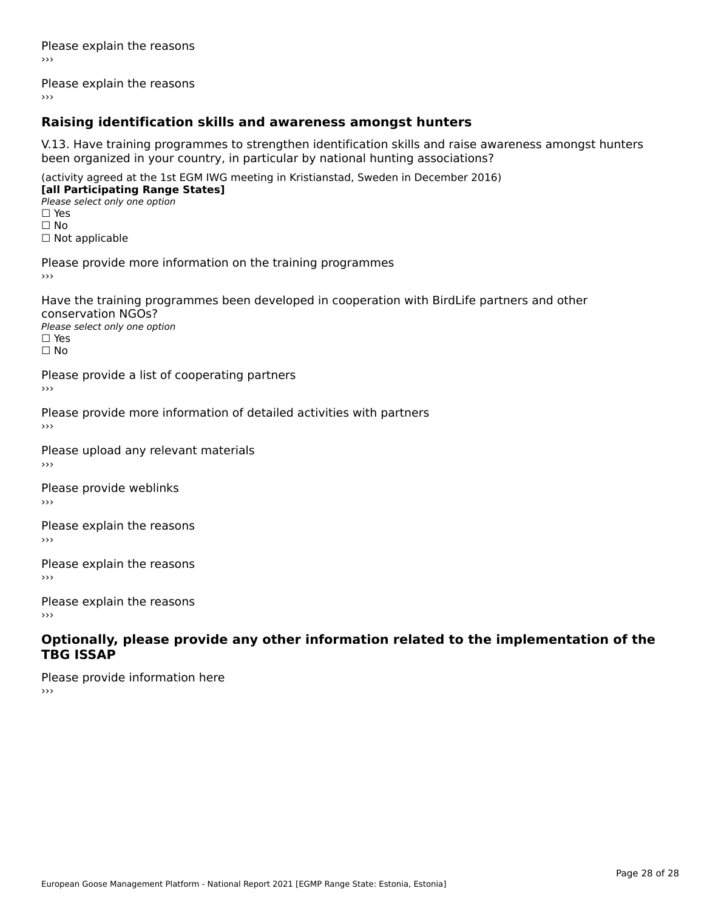Please explain the reasons
›››

Please explain the reasons
›››

## Raising identification skills and awareness amongst hunters

V.13. Have training programmes to strengthen identification skills and raise awareness amongst hunters been organized in your country, in particular by national hunting associations?

(activity agreed at the 1st EGM IWG meeting in Kristianstad, Sweden in December 2016)
**[all Participating Range States]**
*Please select only one option*
☐ Yes
☐ No
☐ Not applicable

Please provide more information on the training programmes
›››

Have the training programmes been developed in cooperation with BirdLife partners and other conservation NGOs?
*Please select only one option*
☐ Yes
☐ No

Please provide a list of cooperating partners
›››

Please provide more information of detailed activities with partners
›››

Please upload any relevant materials
›››

Please provide weblinks
›››

Please explain the reasons
›››

Please explain the reasons
›››

Please explain the reasons
›››

## Optionally, please provide any other information related to the implementation of the TBG ISSAP

Please provide information here
›››